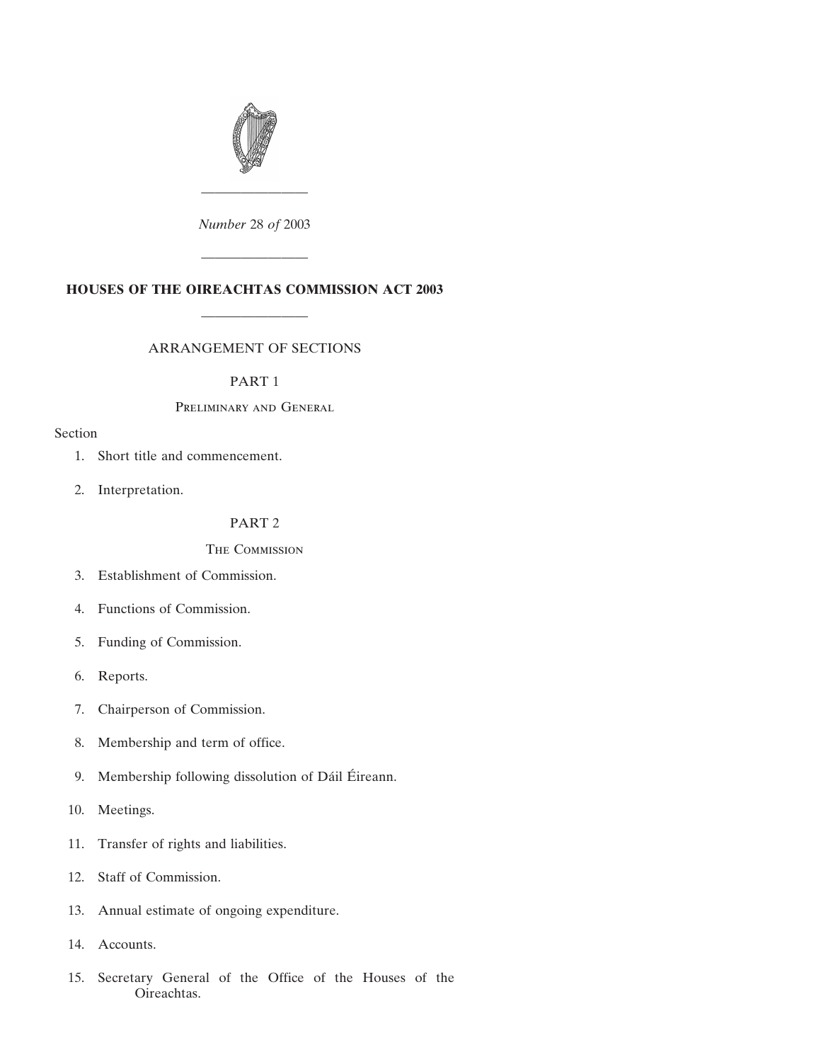*Number* 28 *of* 2003

# HOUSES OF THE OIREACHTAS COMMISSION ACT 2003

## ARRANGEMENT OF SECTIONS

### PART 1

Preliminary and General

Section

1. Short title and commencement.
2. Interpretation.

### PART 2

The Commission

3. Establishment of Commission.
4. Functions of Commission.
5. Funding of Commission.
6. Reports.
7. Chairperson of Commission.
8. Membership and term of office.
9. Membership following dissolution of Dáil Éireann.
10. Meetings.
11. Transfer of rights and liabilities.
12. Staff of Commission.
13. Annual estimate of ongoing expenditure.
14. Accounts.
15. Secretary General of the Office of the Houses of the Oireachtas.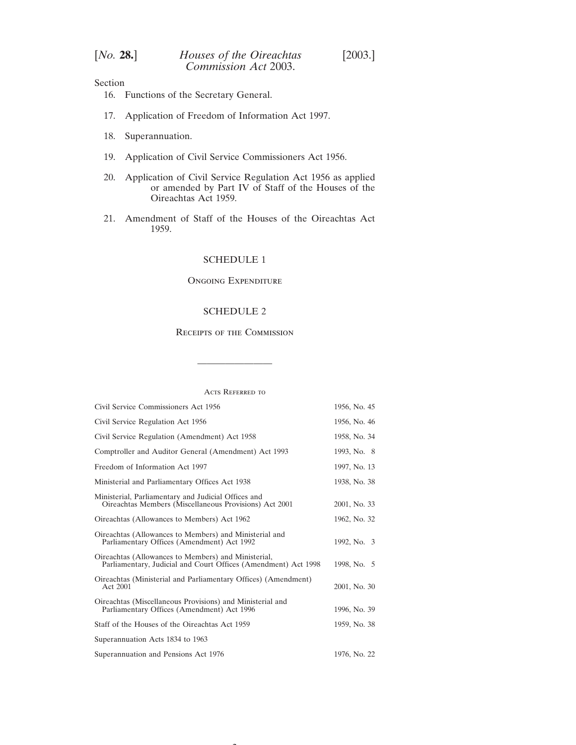Section

16. Functions of the Secretary General.

17. Application of Freedom of Information Act 1997.

18. Superannuation.

19. Application of Civil Service Commissioners Act 1956.

20. Application of Civil Service Regulation Act 1956 as applied or amended by Part IV of Staff of the Houses of the Oireachtas Act 1959.

21. Amendment of Staff of the Houses of the Oireachtas Act 1959.

SCHEDULE 1

Ongoing Expenditure

SCHEDULE 2

Receipts of the Commission

---

Acts Referred to

| | |
|---|---|
| Civil Service Commissioners Act 1956 | 1956, No. 45 |
| Civil Service Regulation Act 1956 | 1956, No. 46 |
| Civil Service Regulation (Amendment) Act 1958 | 1958, No. 34 |
| Comptroller and Auditor General (Amendment) Act 1993 | 1993, No. 8 |
| Freedom of Information Act 1997 | 1997, No. 13 |
| Ministerial and Parliamentary Offices Act 1938 | 1938, No. 38 |
| Ministerial, Parliamentary and Judicial Offices and Oireachtas Members (Miscellaneous Provisions) Act 2001 | 2001, No. 33 |
| Oireachtas (Allowances to Members) Act 1962 | 1962, No. 32 |
| Oireachtas (Allowances to Members) and Ministerial and Parliamentary Offices (Amendment) Act 1992 | 1992, No. 3 |
| Oireachtas (Allowances to Members) and Ministerial, Parliamentary, Judicial and Court Offices (Amendment) Act 1998 | 1998, No. 5 |
| Oireachtas (Ministerial and Parliamentary Offices) (Amendment) Act 2001 | 2001, No. 30 |
| Oireachtas (Miscellaneous Provisions) and Ministerial and Parliamentary Offices (Amendment) Act 1996 | 1996, No. 39 |
| Staff of the Houses of the Oireachtas Act 1959 | 1959, No. 38 |
| Superannuation Acts 1834 to 1963 | |
| Superannuation and Pensions Act 1976 | 1976, No. 22 |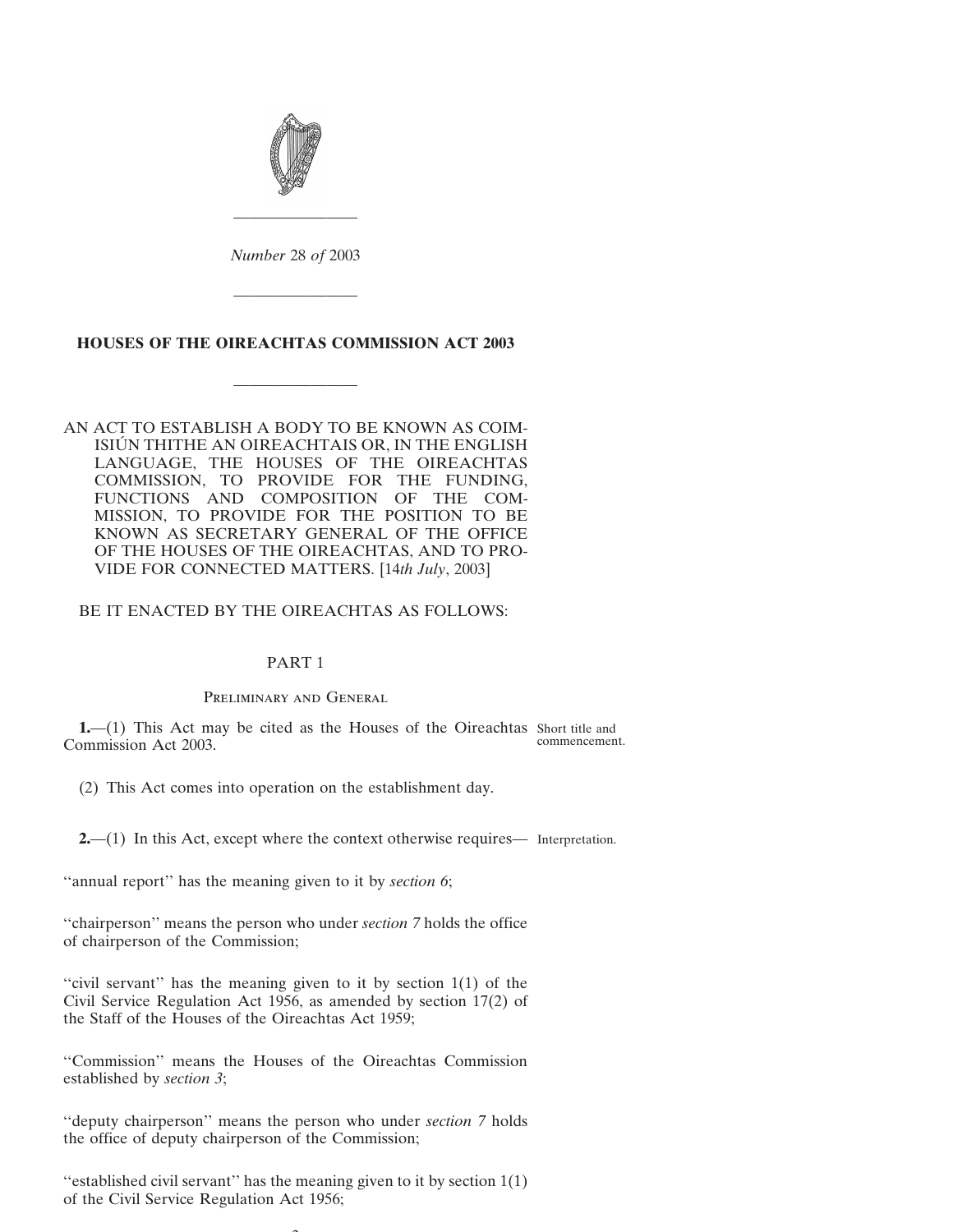*Number* 28 *of* 2003

---

# HOUSES OF THE OIREACHTAS COMMISSION ACT 2003

---

AN ACT TO ESTABLISH A BODY TO BE KNOWN AS COIMISIÚN THITHE AN OIREACHTAIS OR, IN THE ENGLISH LANGUAGE, THE HOUSES OF THE OIREACHTAS COMMISSION, TO PROVIDE FOR THE FUNDING, FUNCTIONS AND COMPOSITION OF THE COMMISSION, TO PROVIDE FOR THE POSITION TO BE KNOWN AS SECRETARY GENERAL OF THE OFFICE OF THE HOUSES OF THE OIREACHTAS, AND TO PROVIDE FOR CONNECTED MATTERS. [14*th July*, 2003]

BE IT ENACTED BY THE OIREACHTAS AS FOLLOWS:

## PART 1

### Preliminary and General

**1.**—(1) This Act may be cited as the Houses of the Oireachtas Commission Act 2003. *Short title and commencement.*

(2) This Act comes into operation on the establishment day.

**2.**—(1) In this Act, except where the context otherwise requires— *Interpretation.*

''annual report'' has the meaning given to it by *section 6*;

''chairperson'' means the person who under *section 7* holds the office of chairperson of the Commission;

''civil servant'' has the meaning given to it by section 1(1) of the Civil Service Regulation Act 1956, as amended by section 17(2) of the Staff of the Houses of the Oireachtas Act 1959;

''Commission'' means the Houses of the Oireachtas Commission established by *section 3*;

''deputy chairperson'' means the person who under *section 7* holds the office of deputy chairperson of the Commission;

''established civil servant'' has the meaning given to it by section 1(1) of the Civil Service Regulation Act 1956;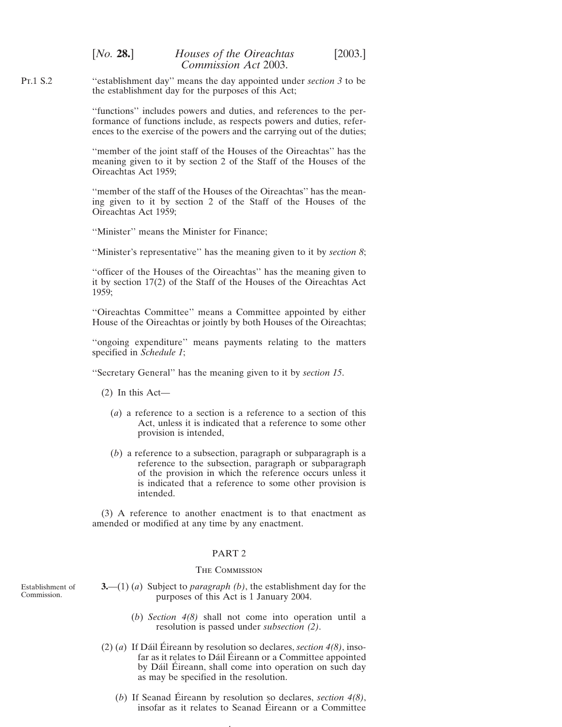Pt.1 S.2

''establishment day'' means the day appointed under *section 3* to be the establishment day for the purposes of this Act;

''functions'' includes powers and duties, and references to the performance of functions include, as respects powers and duties, references to the exercise of the powers and the carrying out of the duties;

''member of the joint staff of the Houses of the Oireachtas'' has the meaning given to it by section 2 of the Staff of the Houses of the Oireachtas Act 1959;

''member of the staff of the Houses of the Oireachtas'' has the meaning given to it by section 2 of the Staff of the Houses of the Oireachtas Act 1959;

''Minister'' means the Minister for Finance;

''Minister's representative'' has the meaning given to it by *section 8*;

''officer of the Houses of the Oireachtas'' has the meaning given to it by section 17(2) of the Staff of the Houses of the Oireachtas Act 1959;

''Oireachtas Committee'' means a Committee appointed by either House of the Oireachtas or jointly by both Houses of the Oireachtas;

''ongoing expenditure'' means payments relating to the matters specified in *Schedule 1*;

''Secretary General'' has the meaning given to it by *section 15*.

(2) In this Act—

(*a*) a reference to a section is a reference to a section of this Act, unless it is indicated that a reference to some other provision is intended,

(*b*) a reference to a subsection, paragraph or subparagraph is a reference to the subsection, paragraph or subparagraph of the provision in which the reference occurs unless it is indicated that a reference to some other provision is intended.

(3) A reference to another enactment is to that enactment as amended or modified at any time by any enactment.

## PART 2

### The Commission

Establishment of Commission.

**3.**—(1) (*a*) Subject to *paragraph (b)*, the establishment day for the purposes of this Act is 1 January 2004.

(*b*) *Section 4(8)* shall not come into operation until a resolution is passed under *subsection (2)*.

(2) (*a*) If Dáil Éireann by resolution so declares, *section 4(8)*, insofar as it relates to Dáil Éireann or a Committee appointed by Dáil Éireann, shall come into operation on such day as may be specified in the resolution.

(*b*) If Seanad Éireann by resolution so declares, *section 4(8)*, insofar as it relates to Seanad Éireann or a Committee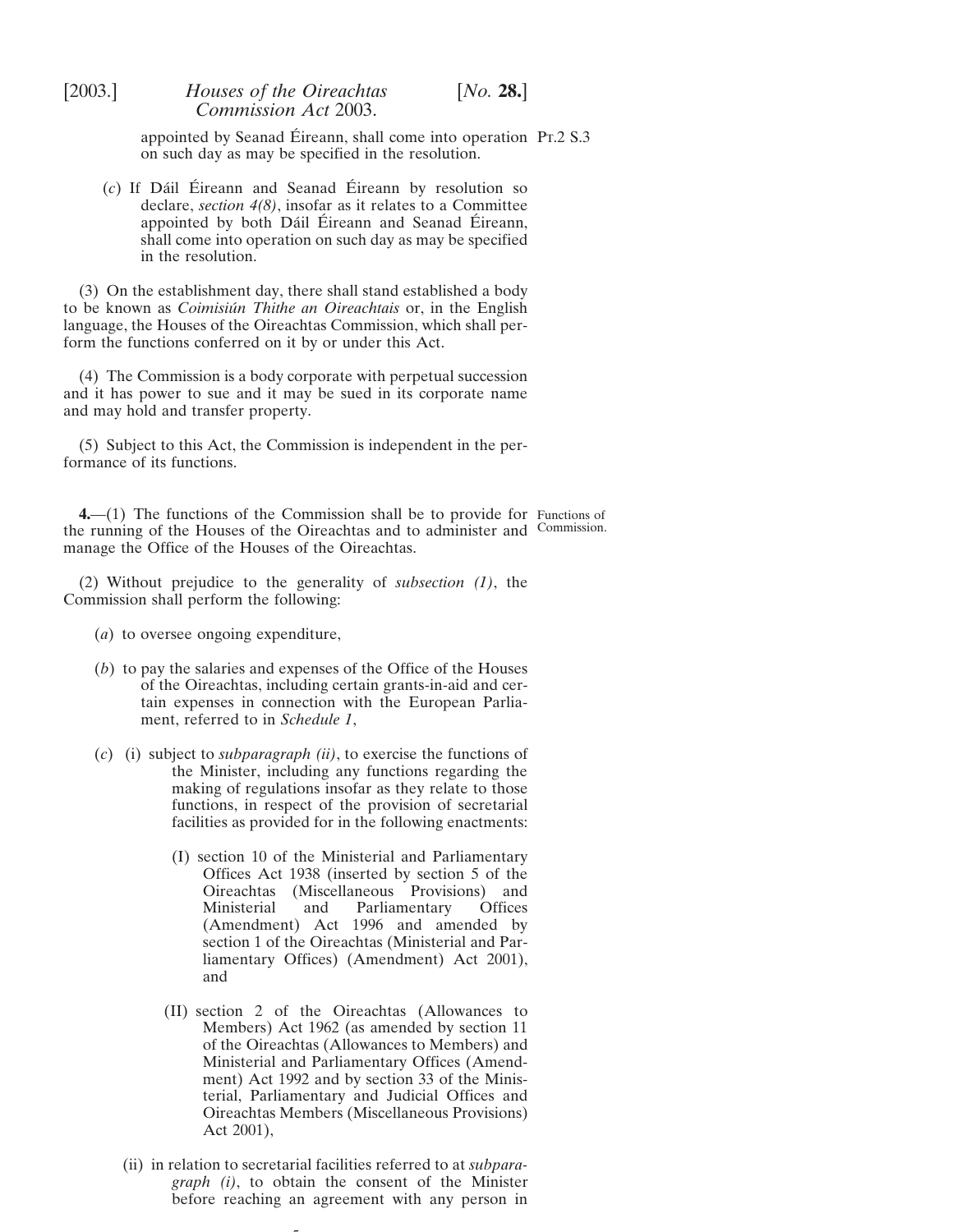appointed by Seanad Éireann, shall come into operation on such day as may be specified in the resolution.

(*c*) If Dáil Éireann and Seanad Éireann by resolution so declare, *section 4(8)*, insofar as it relates to a Committee appointed by both Dáil Éireann and Seanad Éireann, shall come into operation on such day as may be specified in the resolution.

(3) On the establishment day, there shall stand established a body to be known as *Coimisiún Thithe an Oireachtais* or, in the English language, the Houses of the Oireachtas Commission, which shall perform the functions conferred on it by or under this Act.

(4) The Commission is a body corporate with perpetual succession and it has power to sue and it may be sued in its corporate name and may hold and transfer property.

(5) Subject to this Act, the Commission is independent in the performance of its functions.

Functions of Commission.

**4.**—(1) The functions of the Commission shall be to provide for the running of the Houses of the Oireachtas and to administer and manage the Office of the Houses of the Oireachtas.

(2) Without prejudice to the generality of *subsection (1)*, the Commission shall perform the following:

(*a*) to oversee ongoing expenditure,

(*b*) to pay the salaries and expenses of the Office of the Houses of the Oireachtas, including certain grants-in-aid and certain expenses in connection with the European Parliament, referred to in *Schedule 1*,

(*c*) (i) subject to *subparagraph (ii)*, to exercise the functions of the Minister, including any functions regarding the making of regulations insofar as they relate to those functions, in respect of the provision of secretarial facilities as provided for in the following enactments:

(I) section 10 of the Ministerial and Parliamentary Offices Act 1938 (inserted by section 5 of the Oireachtas (Miscellaneous Provisions) and Ministerial and Parliamentary Offices (Amendment) Act 1996 and amended by section 1 of the Oireachtas (Ministerial and Parliamentary Offices) (Amendment) Act 2001), and

(II) section 2 of the Oireachtas (Allowances to Members) Act 1962 (as amended by section 11 of the Oireachtas (Allowances to Members) and Ministerial and Parliamentary Offices (Amendment) Act 1992 and by section 33 of the Ministerial, Parliamentary and Judicial Offices and Oireachtas Members (Miscellaneous Provisions) Act 2001),

(ii) in relation to secretarial facilities referred to at *subparagraph (i)*, to obtain the consent of the Minister before reaching an agreement with any person in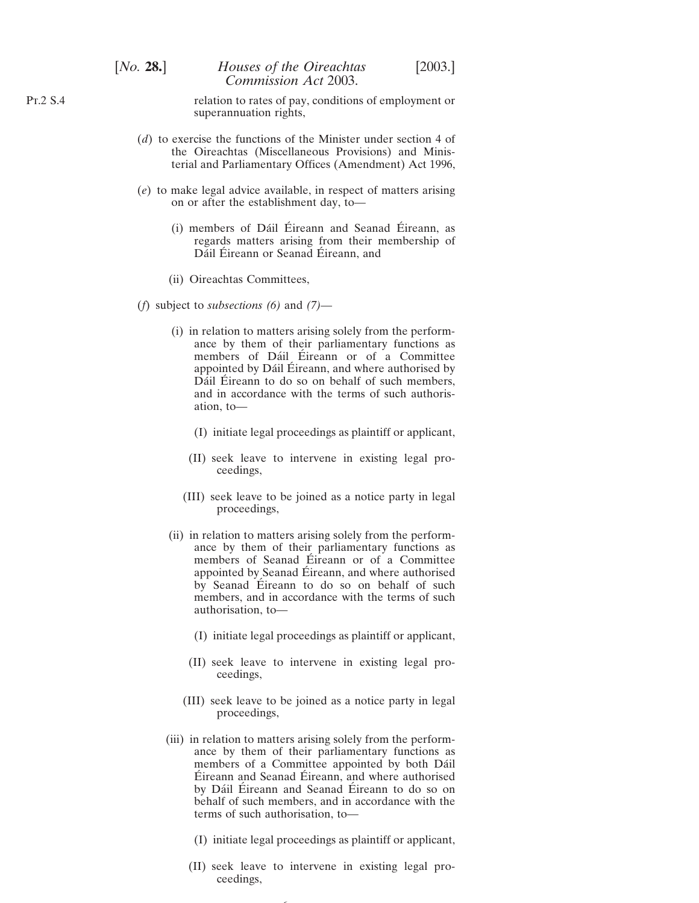relation to rates of pay, conditions of employment or superannuation rights,

(*d*) to exercise the functions of the Minister under section 4 of the Oireachtas (Miscellaneous Provisions) and Ministerial and Parliamentary Offices (Amendment) Act 1996,

(*e*) to make legal advice available, in respect of matters arising on or after the establishment day, to—

(i) members of Dáil Éireann and Seanad Éireann, as regards matters arising from their membership of Dáil Éireann or Seanad Éireann, and

(ii) Oireachtas Committees,

(*f*) subject to *subsections (6)* and *(7)*—

(i) in relation to matters arising solely from the performance by them of their parliamentary functions as members of Dáil Éireann or of a Committee appointed by Dáil Éireann, and where authorised by Dáil Éireann to do so on behalf of such members, and in accordance with the terms of such authorisation, to—

(I) initiate legal proceedings as plaintiff or applicant,

(II) seek leave to intervene in existing legal proceedings,

(III) seek leave to be joined as a notice party in legal proceedings,

(ii) in relation to matters arising solely from the performance by them of their parliamentary functions as members of Seanad Éireann or of a Committee appointed by Seanad Éireann, and where authorised by Seanad Éireann to do so on behalf of such members, and in accordance with the terms of such authorisation, to—

(I) initiate legal proceedings as plaintiff or applicant,

(II) seek leave to intervene in existing legal proceedings,

(III) seek leave to be joined as a notice party in legal proceedings,

(iii) in relation to matters arising solely from the performance by them of their parliamentary functions as members of a Committee appointed by both Dáil Éireann and Seanad Éireann, and where authorised by Dáil Éireann and Seanad Éireann to do so on behalf of such members, and in accordance with the terms of such authorisation, to—

(I) initiate legal proceedings as plaintiff or applicant,

(II) seek leave to intervene in existing legal proceedings,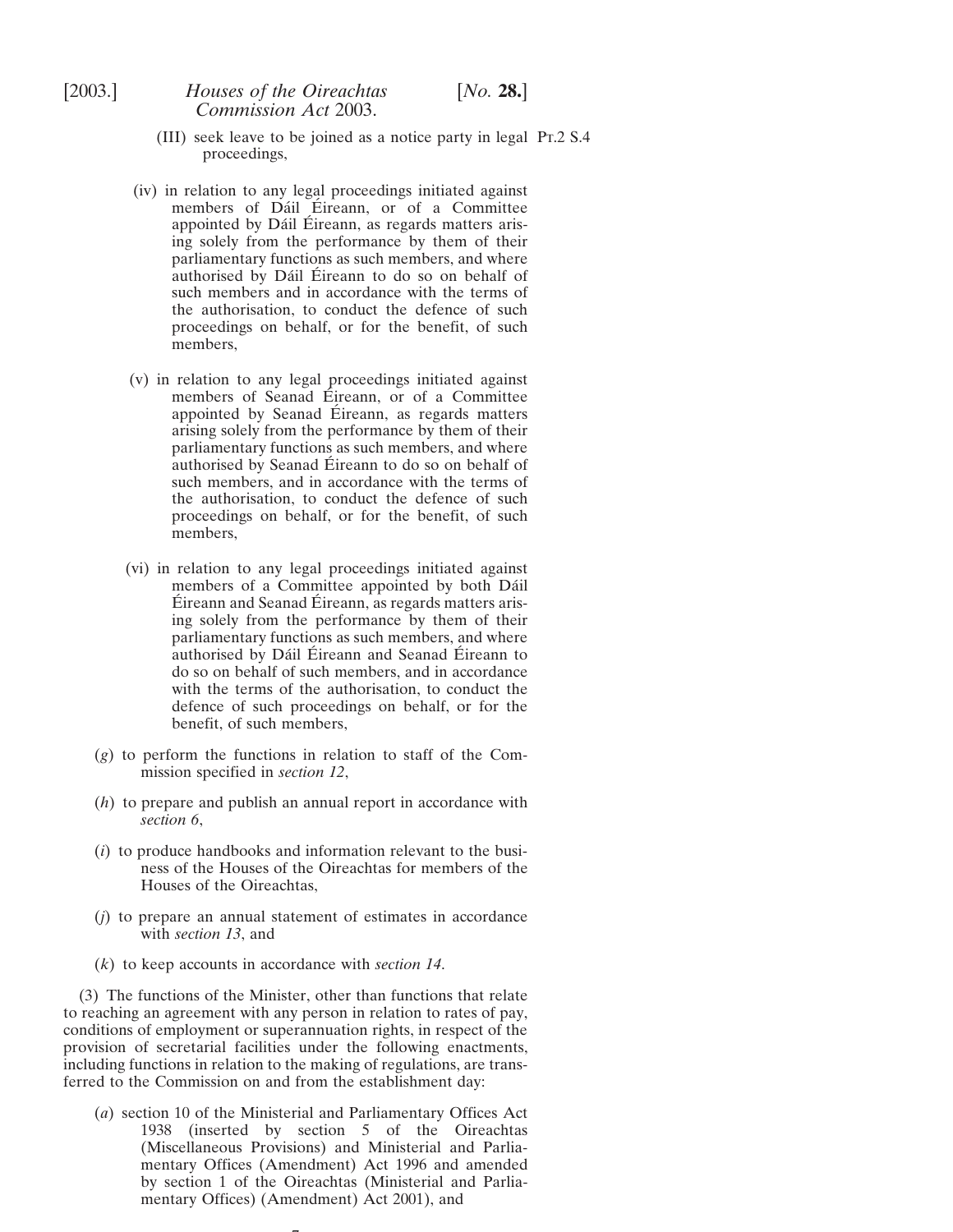(III) seek leave to be joined as a notice party in legal proceedings,

(iv) in relation to any legal proceedings initiated against members of Dáil Éireann, or of a Committee appointed by Dáil Éireann, as regards matters arising solely from the performance by them of their parliamentary functions as such members, and where authorised by Dáil Éireann to do so on behalf of such members and in accordance with the terms of the authorisation, to conduct the defence of such proceedings on behalf, or for the benefit, of such members,

(v) in relation to any legal proceedings initiated against members of Seanad Éireann, or of a Committee appointed by Seanad Éireann, as regards matters arising solely from the performance by them of their parliamentary functions as such members, and where authorised by Seanad Éireann to do so on behalf of such members, and in accordance with the terms of the authorisation, to conduct the defence of such proceedings on behalf, or for the benefit, of such members,

(vi) in relation to any legal proceedings initiated against members of a Committee appointed by both Dáil Éireann and Seanad Éireann, as regards matters arising solely from the performance by them of their parliamentary functions as such members, and where authorised by Dáil Éireann and Seanad Éireann to do so on behalf of such members, and in accordance with the terms of the authorisation, to conduct the defence of such proceedings on behalf, or for the benefit, of such members,

(*g*) to perform the functions in relation to staff of the Commission specified in *section 12*,

(*h*) to prepare and publish an annual report in accordance with *section 6*,

(*i*) to produce handbooks and information relevant to the business of the Houses of the Oireachtas for members of the Houses of the Oireachtas,

(*j*) to prepare an annual statement of estimates in accordance with *section 13*, and

(*k*) to keep accounts in accordance with *section 14*.

(3) The functions of the Minister, other than functions that relate to reaching an agreement with any person in relation to rates of pay, conditions of employment or superannuation rights, in respect of the provision of secretarial facilities under the following enactments, including functions in relation to the making of regulations, are transferred to the Commission on and from the establishment day:

(*a*) section 10 of the Ministerial and Parliamentary Offices Act 1938 (inserted by section 5 of the Oireachtas (Miscellaneous Provisions) and Ministerial and Parliamentary Offices (Amendment) Act 1996 and amended by section 1 of the Oireachtas (Ministerial and Parliamentary Offices) (Amendment) Act 2001), and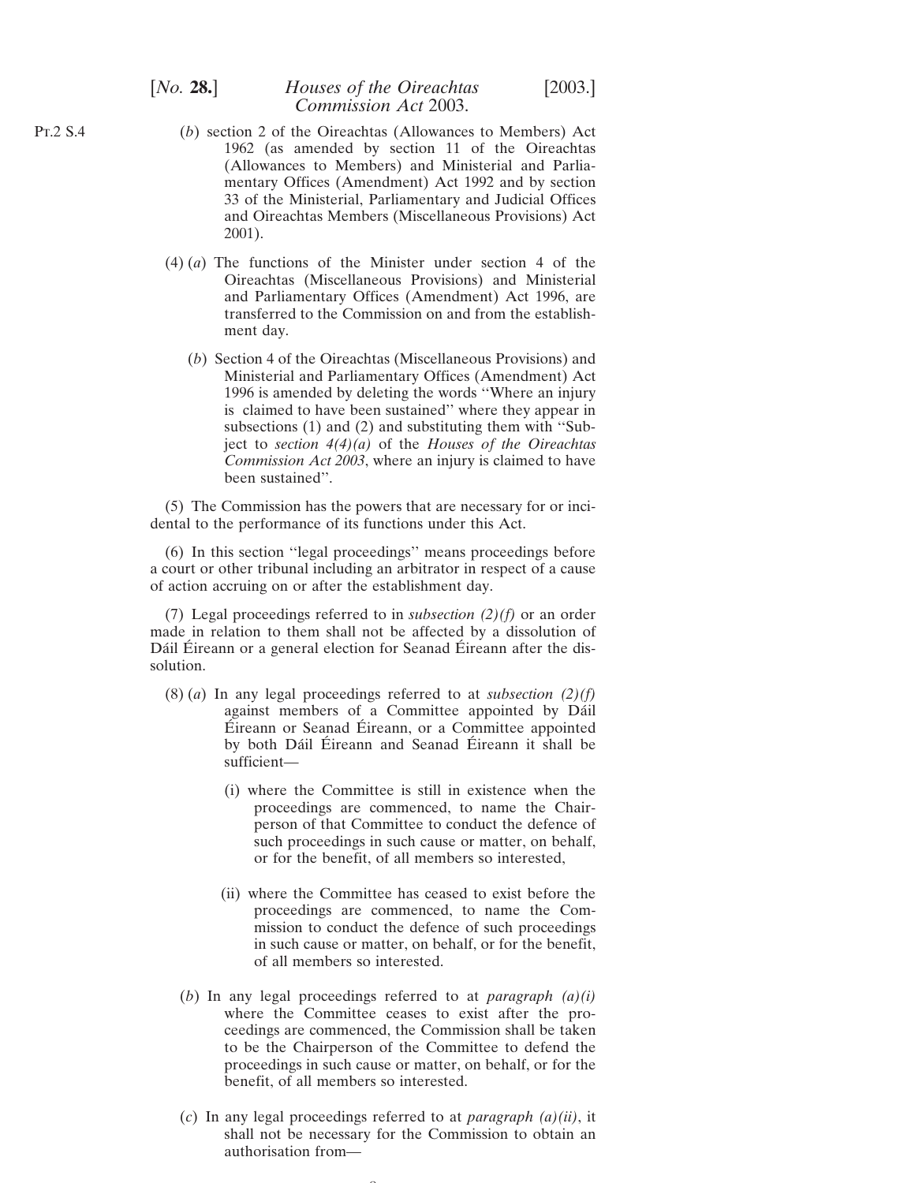(*b*) section 2 of the Oireachtas (Allowances to Members) Act 1962 (as amended by section 11 of the Oireachtas (Allowances to Members) and Ministerial and Parliamentary Offices (Amendment) Act 1992 and by section 33 of the Ministerial, Parliamentary and Judicial Offices and Oireachtas Members (Miscellaneous Provisions) Act 2001).

(4) (*a*) The functions of the Minister under section 4 of the Oireachtas (Miscellaneous Provisions) and Ministerial and Parliamentary Offices (Amendment) Act 1996, are transferred to the Commission on and from the establishment day.

(*b*) Section 4 of the Oireachtas (Miscellaneous Provisions) and Ministerial and Parliamentary Offices (Amendment) Act 1996 is amended by deleting the words ''Where an injury is claimed to have been sustained'' where they appear in subsections (1) and (2) and substituting them with ''Subject to *section 4(4)(a)* of the *Houses of the Oireachtas Commission Act 2003*, where an injury is claimed to have been sustained''.

(5) The Commission has the powers that are necessary for or incidental to the performance of its functions under this Act.

(6) In this section ''legal proceedings'' means proceedings before a court or other tribunal including an arbitrator in respect of a cause of action accruing on or after the establishment day.

(7) Legal proceedings referred to in *subsection (2)(f)* or an order made in relation to them shall not be affected by a dissolution of Dáil Éireann or a general election for Seanad Éireann after the dissolution.

(8) (*a*) In any legal proceedings referred to at *subsection (2)(f)* against members of a Committee appointed by Dáil Éireann or Seanad Éireann, or a Committee appointed by both Dáil Éireann and Seanad Éireann it shall be sufficient—

(i) where the Committee is still in existence when the proceedings are commenced, to name the Chairperson of that Committee to conduct the defence of such proceedings in such cause or matter, on behalf, or for the benefit, of all members so interested,

(ii) where the Committee has ceased to exist before the proceedings are commenced, to name the Commission to conduct the defence of such proceedings in such cause or matter, on behalf, or for the benefit, of all members so interested.

(*b*) In any legal proceedings referred to at *paragraph (a)(i)* where the Committee ceases to exist after the proceedings are commenced, the Commission shall be taken to be the Chairperson of the Committee to defend the proceedings in such cause or matter, on behalf, or for the benefit, of all members so interested.

(*c*) In any legal proceedings referred to at *paragraph (a)(ii)*, it shall not be necessary for the Commission to obtain an authorisation from—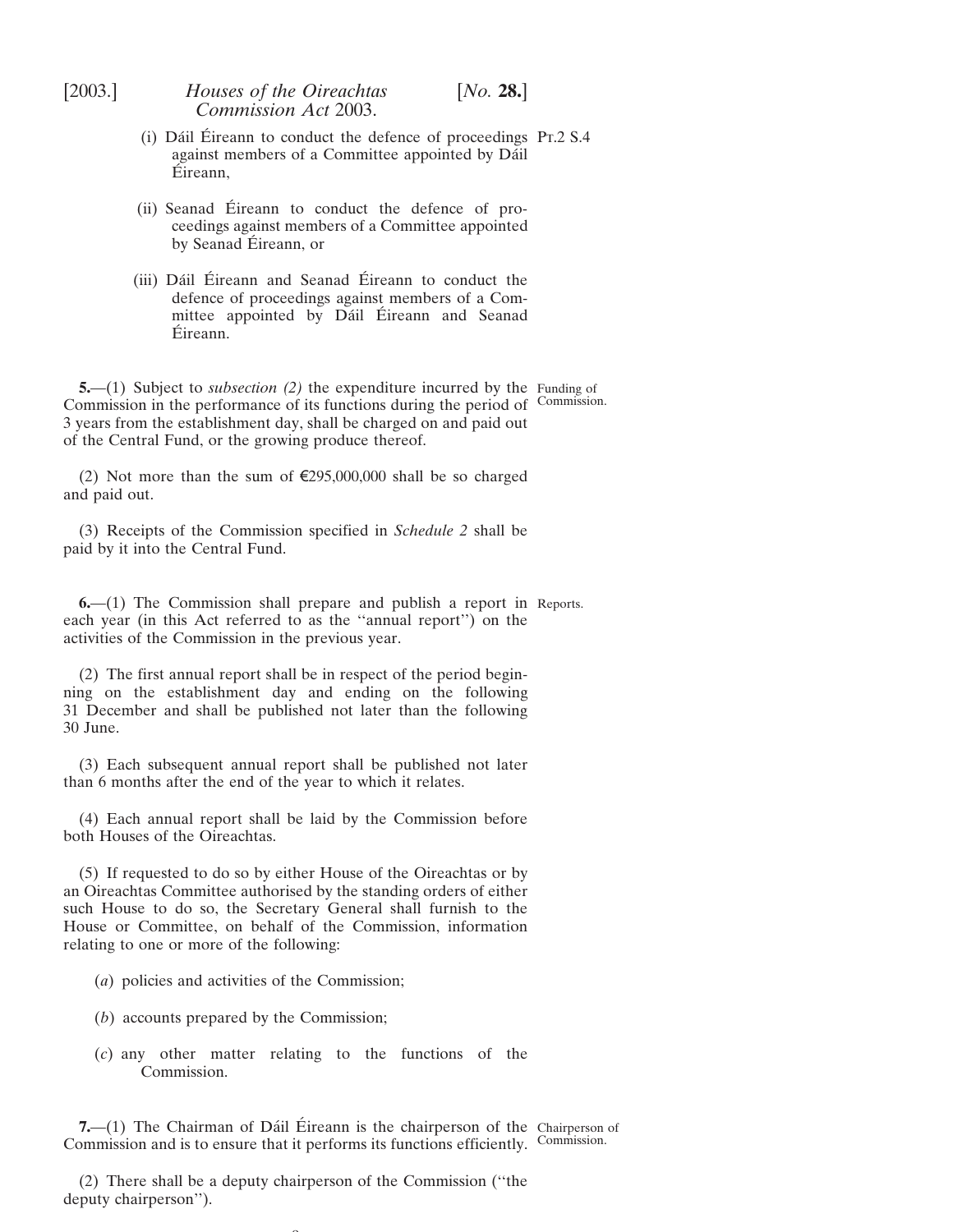(i) Dáil Éireann to conduct the defence of proceedings against members of a Committee appointed by Dáil Éireann,

(ii) Seanad Éireann to conduct the defence of proceedings against members of a Committee appointed by Seanad Éireann, or

(iii) Dáil Éireann and Seanad Éireann to conduct the defence of proceedings against members of a Committee appointed by Dáil Éireann and Seanad Éireann.

Funding of Commission.

**5.**—(1) Subject to *subsection (2)* the expenditure incurred by the Commission in the performance of its functions during the period of 3 years from the establishment day, shall be charged on and paid out of the Central Fund, or the growing produce thereof.

(2) Not more than the sum of €295,000,000 shall be so charged and paid out.

(3) Receipts of the Commission specified in *Schedule 2* shall be paid by it into the Central Fund.

Reports.

**6.**—(1) The Commission shall prepare and publish a report in each year (in this Act referred to as the ''annual report'') on the activities of the Commission in the previous year.

(2) The first annual report shall be in respect of the period beginning on the establishment day and ending on the following 31 December and shall be published not later than the following 30 June.

(3) Each subsequent annual report shall be published not later than 6 months after the end of the year to which it relates.

(4) Each annual report shall be laid by the Commission before both Houses of the Oireachtas.

(5) If requested to do so by either House of the Oireachtas or by an Oireachtas Committee authorised by the standing orders of either such House to do so, the Secretary General shall furnish to the House or Committee, on behalf of the Commission, information relating to one or more of the following:

(*a*) policies and activities of the Commission;

(*b*) accounts prepared by the Commission;

(*c*) any other matter relating to the functions of the Commission.

Chairperson of Commission.

**7.**—(1) The Chairman of Dáil Éireann is the chairperson of the Commission and is to ensure that it performs its functions efficiently.

(2) There shall be a deputy chairperson of the Commission (''the deputy chairperson'').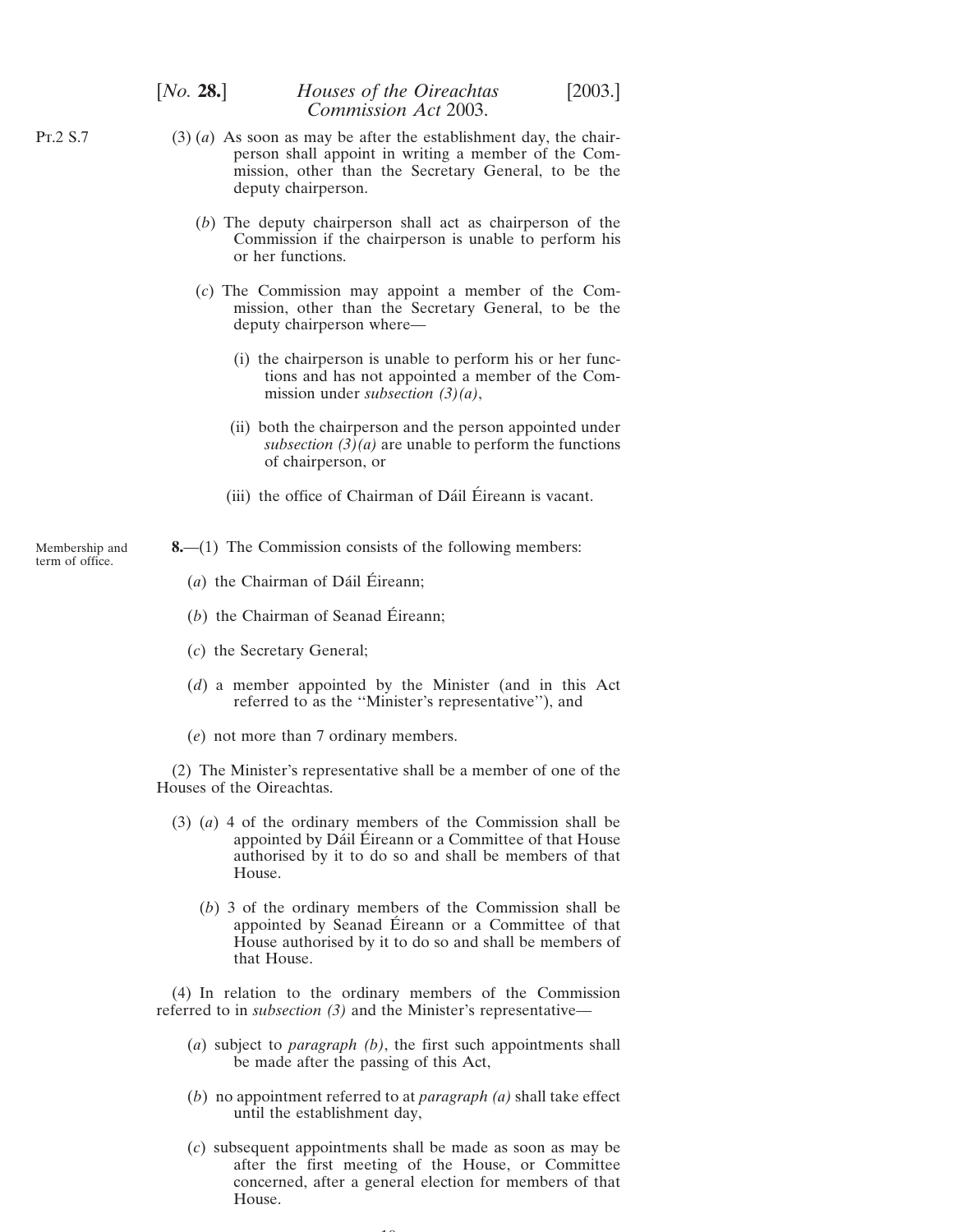(3) (*a*) As soon as may be after the establishment day, the chairperson shall appoint in writing a member of the Commission, other than the Secretary General, to be the deputy chairperson.

(*b*) The deputy chairperson shall act as chairperson of the Commission if the chairperson is unable to perform his or her functions.

(*c*) The Commission may appoint a member of the Commission, other than the Secretary General, to be the deputy chairperson where—

(i) the chairperson is unable to perform his or her functions and has not appointed a member of the Commission under *subsection (3)(a)*,

(ii) both the chairperson and the person appointed under *subsection (3)(a)* are unable to perform the functions of chairperson, or

(iii) the office of Chairman of Dáil Éireann is vacant.

Membership and term of office.

**8.**—(1) The Commission consists of the following members:

(*a*) the Chairman of Dáil Éireann;

(*b*) the Chairman of Seanad Éireann;

(*c*) the Secretary General;

(*d*) a member appointed by the Minister (and in this Act referred to as the ''Minister's representative''), and

(*e*) not more than 7 ordinary members.

(2) The Minister's representative shall be a member of one of the Houses of the Oireachtas.

(3) (*a*) 4 of the ordinary members of the Commission shall be appointed by Dáil Éireann or a Committee of that House authorised by it to do so and shall be members of that House.

(*b*) 3 of the ordinary members of the Commission shall be appointed by Seanad Éireann or a Committee of that House authorised by it to do so and shall be members of that House.

(4) In relation to the ordinary members of the Commission referred to in *subsection (3)* and the Minister's representative—

(*a*) subject to *paragraph (b)*, the first such appointments shall be made after the passing of this Act,

(*b*) no appointment referred to at *paragraph (a)* shall take effect until the establishment day,

(*c*) subsequent appointments shall be made as soon as may be after the first meeting of the House, or Committee concerned, after a general election for members of that House.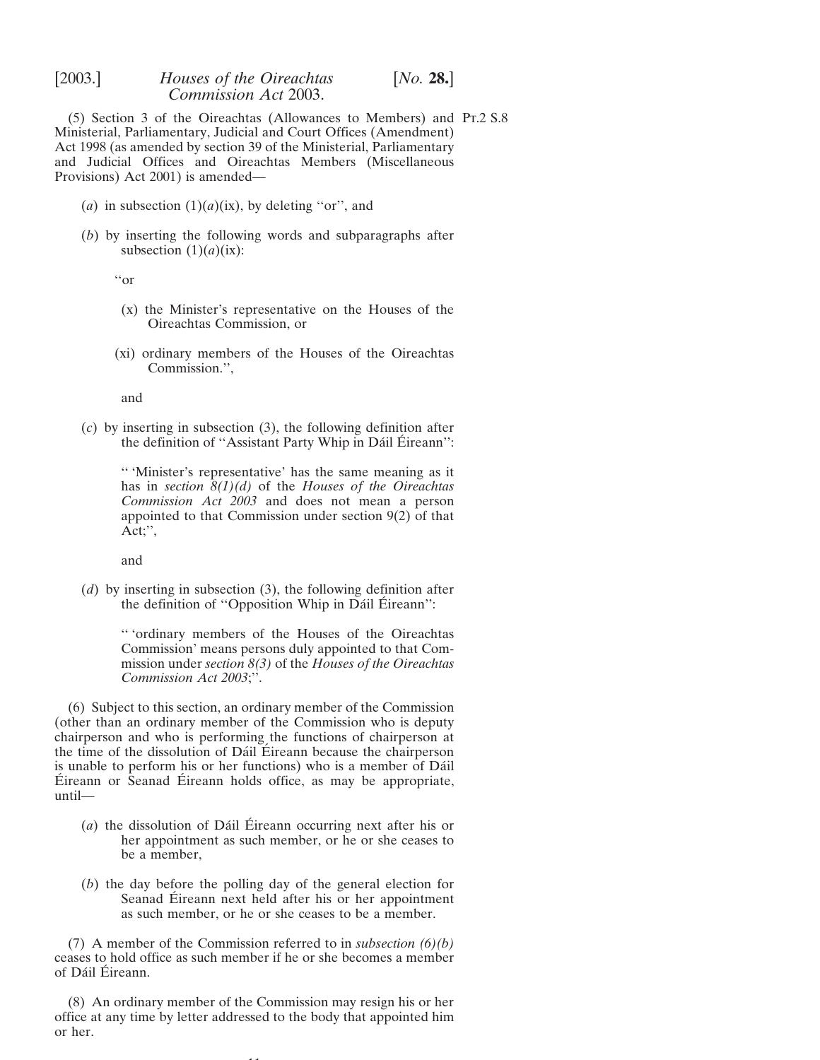(5) Section 3 of the Oireachtas (Allowances to Members) and Ministerial, Parliamentary, Judicial and Court Offices (Amendment) Act 1998 (as amended by section 39 of the Ministerial, Parliamentary and Judicial Offices and Oireachtas Members (Miscellaneous Provisions) Act 2001) is amended—

Pt.2 S.8

(*a*) in subsection (1)(*a*)(ix), by deleting ''or'', and

(*b*) by inserting the following words and subparagraphs after subsection (1)(*a*)(ix):

''or

(x) the Minister's representative on the Houses of the Oireachtas Commission, or

(xi) ordinary members of the Houses of the Oireachtas Commission.'',

and

(*c*) by inserting in subsection (3), the following definition after the definition of ''Assistant Party Whip in Dáil Éireann'':

'' 'Minister's representative' has the same meaning as it has in *section 8(1)(d)* of the *Houses of the Oireachtas Commission Act 2003* and does not mean a person appointed to that Commission under section 9(2) of that Act;'',

and

(*d*) by inserting in subsection (3), the following definition after the definition of ''Opposition Whip in Dáil Éireann'':

'' 'ordinary members of the Houses of the Oireachtas Commission' means persons duly appointed to that Commission under *section 8(3)* of the *Houses of the Oireachtas Commission Act 2003*;''.

(6) Subject to this section, an ordinary member of the Commission (other than an ordinary member of the Commission who is deputy chairperson and who is performing the functions of chairperson at the time of the dissolution of Dáil Éireann because the chairperson is unable to perform his or her functions) who is a member of Dáil Éireann or Seanad Éireann holds office, as may be appropriate, until—

(*a*) the dissolution of Dáil Éireann occurring next after his or her appointment as such member, or he or she ceases to be a member,

(*b*) the day before the polling day of the general election for Seanad Éireann next held after his or her appointment as such member, or he or she ceases to be a member.

(7) A member of the Commission referred to in *subsection (6)(b)* ceases to hold office as such member if he or she becomes a member of Dáil Éireann.

(8) An ordinary member of the Commission may resign his or her office at any time by letter addressed to the body that appointed him or her.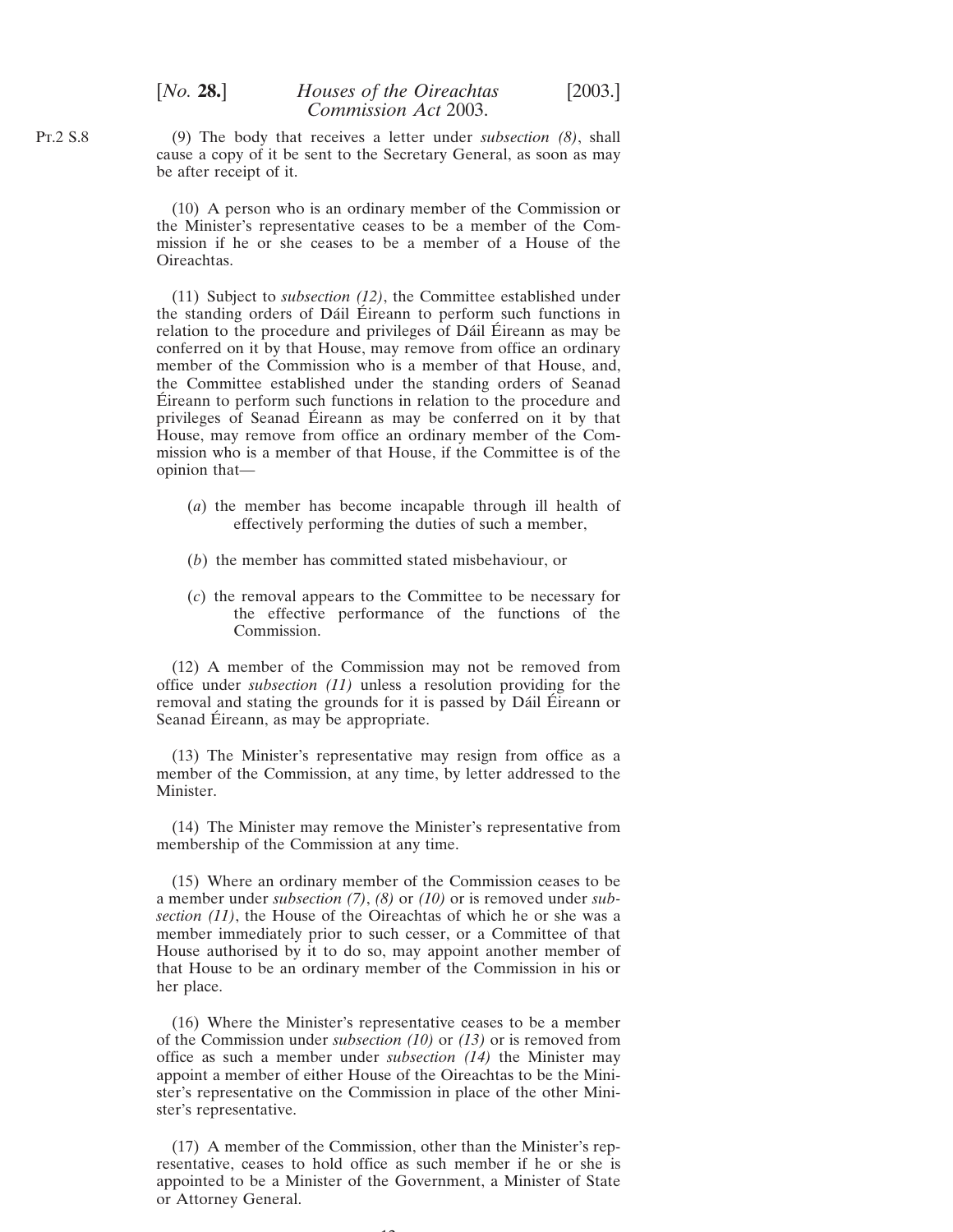(9) The body that receives a letter under *subsection (8)*, shall cause a copy of it be sent to the Secretary General, as soon as may be after receipt of it.

(10) A person who is an ordinary member of the Commission or the Minister's representative ceases to be a member of the Commission if he or she ceases to be a member of a House of the Oireachtas.

(11) Subject to *subsection (12)*, the Committee established under the standing orders of Dáil Éireann to perform such functions in relation to the procedure and privileges of Dáil Éireann as may be conferred on it by that House, may remove from office an ordinary member of the Commission who is a member of that House, and, the Committee established under the standing orders of Seanad Éireann to perform such functions in relation to the procedure and privileges of Seanad Éireann as may be conferred on it by that House, may remove from office an ordinary member of the Commission who is a member of that House, if the Committee is of the opinion that—

(*a*) the member has become incapable through ill health of effectively performing the duties of such a member,

(*b*) the member has committed stated misbehaviour, or

(*c*) the removal appears to the Committee to be necessary for the effective performance of the functions of the Commission.

(12) A member of the Commission may not be removed from office under *subsection (11)* unless a resolution providing for the removal and stating the grounds for it is passed by Dáil Éireann or Seanad Éireann, as may be appropriate.

(13) The Minister's representative may resign from office as a member of the Commission, at any time, by letter addressed to the Minister.

(14) The Minister may remove the Minister's representative from membership of the Commission at any time.

(15) Where an ordinary member of the Commission ceases to be a member under *subsection (7)*, *(8)* or *(10)* or is removed under *subsection (11)*, the House of the Oireachtas of which he or she was a member immediately prior to such cesser, or a Committee of that House authorised by it to do so, may appoint another member of that House to be an ordinary member of the Commission in his or her place.

(16) Where the Minister's representative ceases to be a member of the Commission under *subsection (10)* or *(13)* or is removed from office as such a member under *subsection (14)* the Minister may appoint a member of either House of the Oireachtas to be the Minister's representative on the Commission in place of the other Minister's representative.

(17) A member of the Commission, other than the Minister's representative, ceases to hold office as such member if he or she is appointed to be a Minister of the Government, a Minister of State or Attorney General.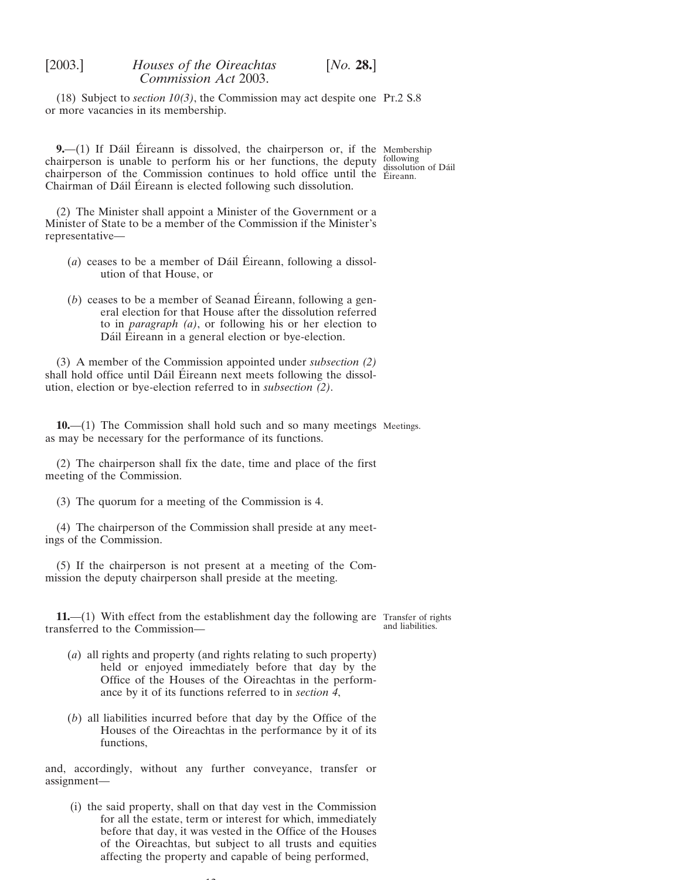(18) Subject to *section 10(3)*, the Commission may act despite one or more vacancies in its membership.

**9.**—(1) If Dáil Éireann is dissolved, the chairperson or, if the chairperson is unable to perform his or her functions, the deputy chairperson of the Commission continues to hold office until the Chairman of Dáil Éireann is elected following such dissolution.

Membership following dissolution of Dáil Éireann.

(2) The Minister shall appoint a Minister of the Government or a Minister of State to be a member of the Commission if the Minister's representative—

(*a*) ceases to be a member of Dáil Éireann, following a dissolution of that House, or

(*b*) ceases to be a member of Seanad Éireann, following a general election for that House after the dissolution referred to in *paragraph (a)*, or following his or her election to Dáil Éireann in a general election or bye-election.

(3) A member of the Commission appointed under *subsection (2)* shall hold office until Dáil Éireann next meets following the dissolution, election or bye-election referred to in *subsection (2)*.

**10.**—(1) The Commission shall hold such and so many meetings as may be necessary for the performance of its functions.

Meetings.

(2) The chairperson shall fix the date, time and place of the first meeting of the Commission.

(3) The quorum for a meeting of the Commission is 4.

(4) The chairperson of the Commission shall preside at any meetings of the Commission.

(5) If the chairperson is not present at a meeting of the Commission the deputy chairperson shall preside at the meeting.

**11.**—(1) With effect from the establishment day the following are transferred to the Commission—

Transfer of rights and liabilities.

(*a*) all rights and property (and rights relating to such property) held or enjoyed immediately before that day by the Office of the Houses of the Oireachtas in the performance by it of its functions referred to in *section 4*,

(*b*) all liabilities incurred before that day by the Office of the Houses of the Oireachtas in the performance by it of its functions,

and, accordingly, without any further conveyance, transfer or assignment—

(i) the said property, shall on that day vest in the Commission for all the estate, term or interest for which, immediately before that day, it was vested in the Office of the Houses of the Oireachtas, but subject to all trusts and equities affecting the property and capable of being performed,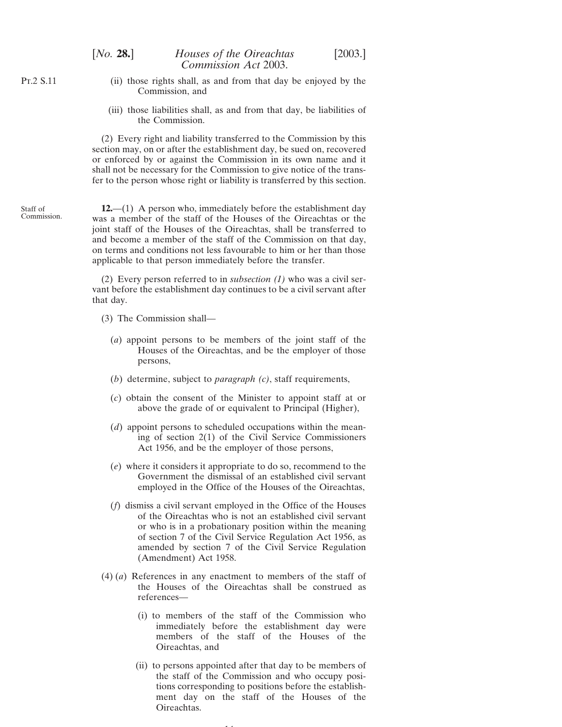(ii) those rights shall, as and from that day be enjoyed by the Commission, and

(iii) those liabilities shall, as and from that day, be liabilities of the Commission.

(2) Every right and liability transferred to the Commission by this section may, on or after the establishment day, be sued on, recovered or enforced by or against the Commission in its own name and it shall not be necessary for the Commission to give notice of the transfer to the person whose right or liability is transferred by this section.

Staff of Commission.

**12.**—(1) A person who, immediately before the establishment day was a member of the staff of the Houses of the Oireachtas or the joint staff of the Houses of the Oireachtas, shall be transferred to and become a member of the staff of the Commission on that day, on terms and conditions not less favourable to him or her than those applicable to that person immediately before the transfer.

(2) Every person referred to in *subsection (1)* who was a civil servant before the establishment day continues to be a civil servant after that day.

(3) The Commission shall—

(*a*) appoint persons to be members of the joint staff of the Houses of the Oireachtas, and be the employer of those persons,

(*b*) determine, subject to *paragraph (c)*, staff requirements,

(*c*) obtain the consent of the Minister to appoint staff at or above the grade of or equivalent to Principal (Higher),

(*d*) appoint persons to scheduled occupations within the meaning of section 2(1) of the Civil Service Commissioners Act 1956, and be the employer of those persons,

(*e*) where it considers it appropriate to do so, recommend to the Government the dismissal of an established civil servant employed in the Office of the Houses of the Oireachtas,

(*f*) dismiss a civil servant employed in the Office of the Houses of the Oireachtas who is not an established civil servant or who is in a probationary position within the meaning of section 7 of the Civil Service Regulation Act 1956, as amended by section 7 of the Civil Service Regulation (Amendment) Act 1958.

(4) (*a*) References in any enactment to members of the staff of the Houses of the Oireachtas shall be construed as references—

(i) to members of the staff of the Commission who immediately before the establishment day were members of the staff of the Houses of the Oireachtas, and

(ii) to persons appointed after that day to be members of the staff of the Commission and who occupy positions corresponding to positions before the establishment day on the staff of the Houses of the Oireachtas.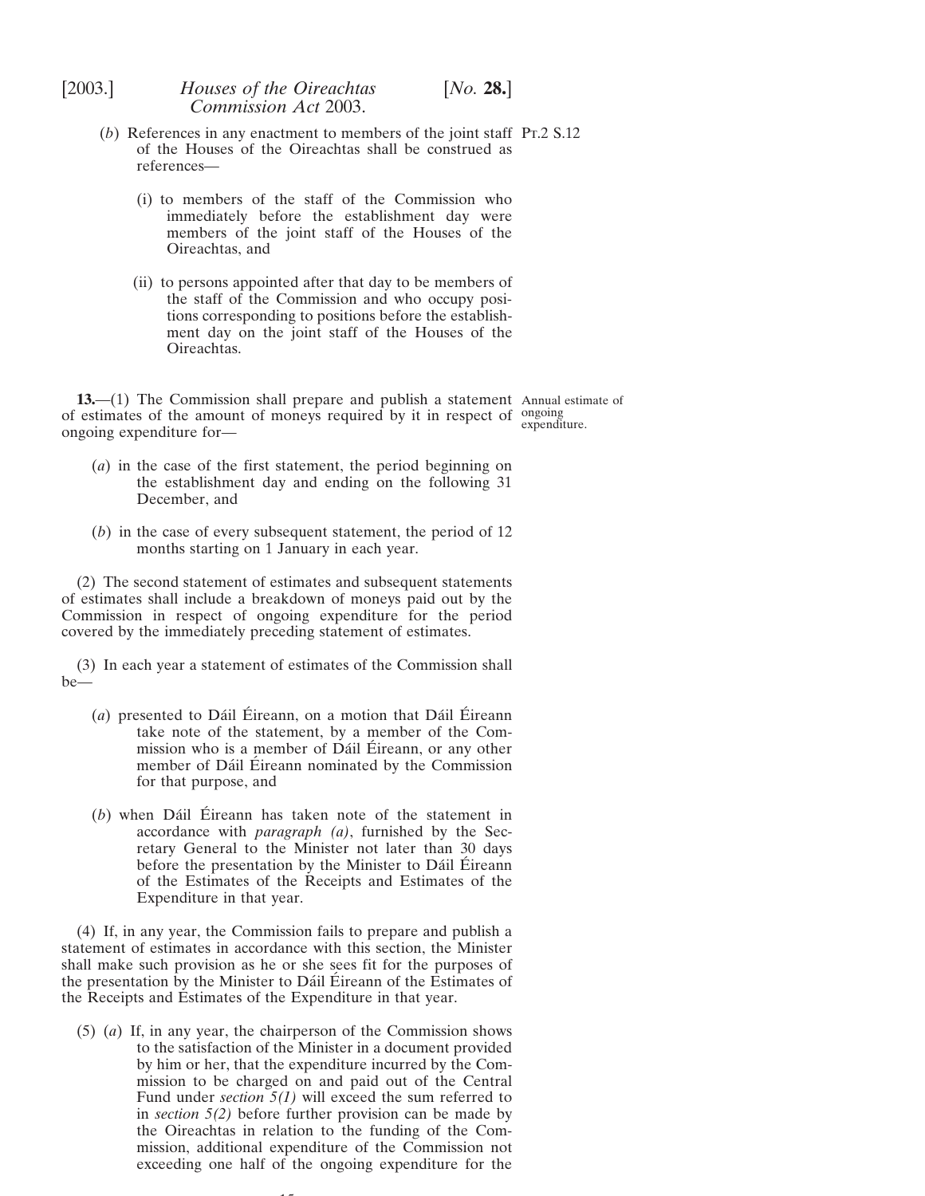(*b*) References in any enactment to members of the joint staff of the Houses of the Oireachtas shall be construed as references—

(i) to members of the staff of the Commission who immediately before the establishment day were members of the joint staff of the Houses of the Oireachtas, and

(ii) to persons appointed after that day to be members of the staff of the Commission and who occupy positions corresponding to positions before the establishment day on the joint staff of the Houses of the Oireachtas.

**13.**—(1) The Commission shall prepare and publish a statement of estimates of the amount of moneys required by it in respect of ongoing expenditure for—

Annual estimate of ongoing expenditure.

(*a*) in the case of the first statement, the period beginning on the establishment day and ending on the following 31 December, and

(*b*) in the case of every subsequent statement, the period of 12 months starting on 1 January in each year.

(2) The second statement of estimates and subsequent statements of estimates shall include a breakdown of moneys paid out by the Commission in respect of ongoing expenditure for the period covered by the immediately preceding statement of estimates.

(3) In each year a statement of estimates of the Commission shall be—

(*a*) presented to Dáil Éireann, on a motion that Dáil Éireann take note of the statement, by a member of the Commission who is a member of Dáil Éireann, or any other member of Dáil Éireann nominated by the Commission for that purpose, and

(*b*) when Dáil Éireann has taken note of the statement in accordance with *paragraph (a)*, furnished by the Secretary General to the Minister not later than 30 days before the presentation by the Minister to Dáil Éireann of the Estimates of the Receipts and Estimates of the Expenditure in that year.

(4) If, in any year, the Commission fails to prepare and publish a statement of estimates in accordance with this section, the Minister shall make such provision as he or she sees fit for the purposes of the presentation by the Minister to Dáil Éireann of the Estimates of the Receipts and Estimates of the Expenditure in that year.

(5) (*a*) If, in any year, the chairperson of the Commission shows to the satisfaction of the Minister in a document provided by him or her, that the expenditure incurred by the Commission to be charged on and paid out of the Central Fund under *section 5(1)* will exceed the sum referred to in *section 5(2)* before further provision can be made by the Oireachtas in relation to the funding of the Commission, additional expenditure of the Commission not exceeding one half of the ongoing expenditure for the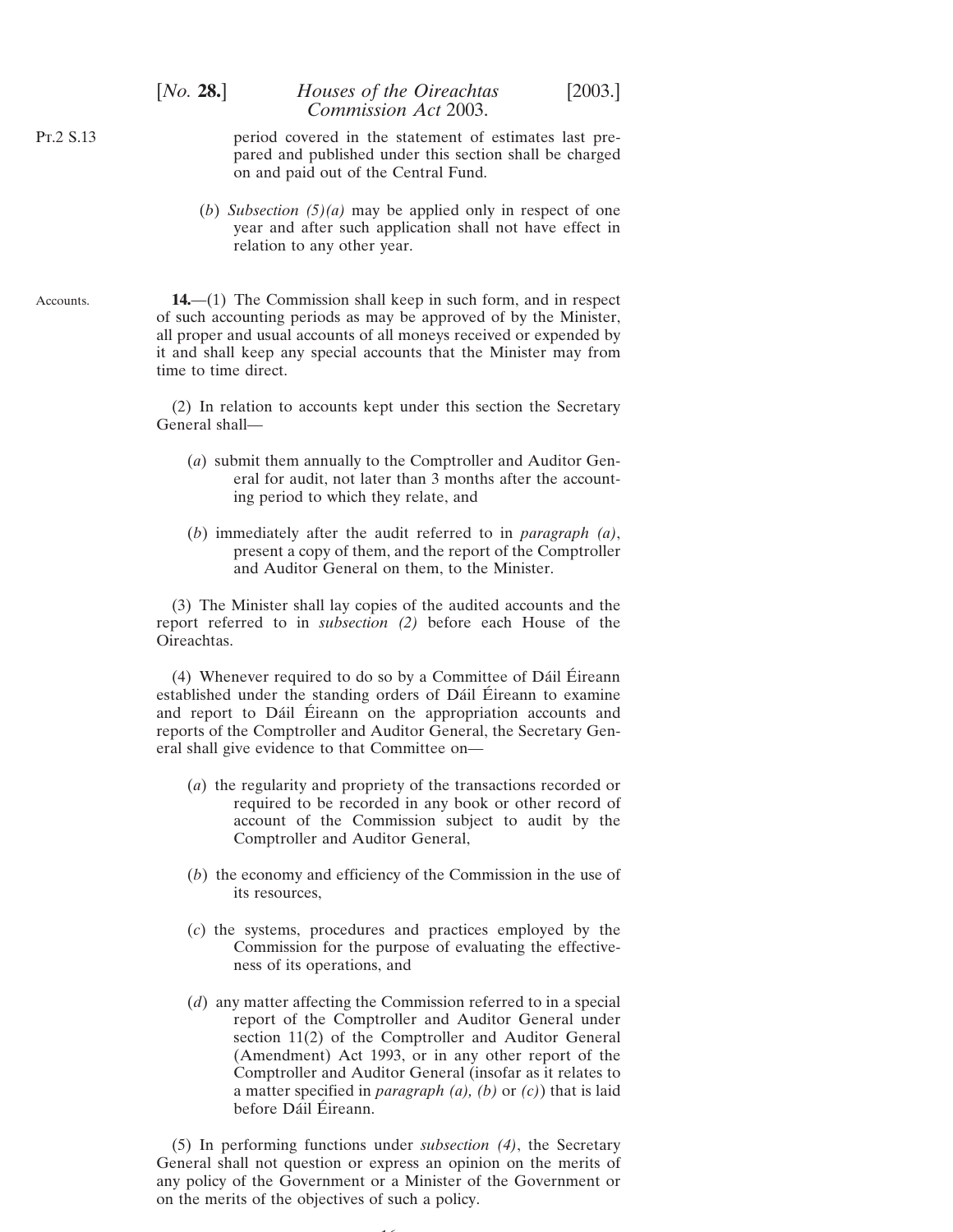period covered in the statement of estimates last prepared and published under this section shall be charged on and paid out of the Central Fund.

(*b*) *Subsection (5)(a)* may be applied only in respect of one year and after such application shall not have effect in relation to any other year.

Accounts.

**14.**—(1) The Commission shall keep in such form, and in respect of such accounting periods as may be approved of by the Minister, all proper and usual accounts of all moneys received or expended by it and shall keep any special accounts that the Minister may from time to time direct.

(2) In relation to accounts kept under this section the Secretary General shall—

(*a*) submit them annually to the Comptroller and Auditor General for audit, not later than 3 months after the accounting period to which they relate, and

(*b*) immediately after the audit referred to in *paragraph (a)*, present a copy of them, and the report of the Comptroller and Auditor General on them, to the Minister.

(3) The Minister shall lay copies of the audited accounts and the report referred to in *subsection (2)* before each House of the Oireachtas.

(4) Whenever required to do so by a Committee of Dáil Éireann established under the standing orders of Dáil Éireann to examine and report to Dáil Éireann on the appropriation accounts and reports of the Comptroller and Auditor General, the Secretary General shall give evidence to that Committee on—

(*a*) the regularity and propriety of the transactions recorded or required to be recorded in any book or other record of account of the Commission subject to audit by the Comptroller and Auditor General,

(*b*) the economy and efficiency of the Commission in the use of its resources,

(*c*) the systems, procedures and practices employed by the Commission for the purpose of evaluating the effectiveness of its operations, and

(*d*) any matter affecting the Commission referred to in a special report of the Comptroller and Auditor General under section 11(2) of the Comptroller and Auditor General (Amendment) Act 1993, or in any other report of the Comptroller and Auditor General (insofar as it relates to a matter specified in *paragraph (a), (b)* or *(c)*) that is laid before Dáil Éireann.

(5) In performing functions under *subsection (4)*, the Secretary General shall not question or express an opinion on the merits of any policy of the Government or a Minister of the Government or on the merits of the objectives of such a policy.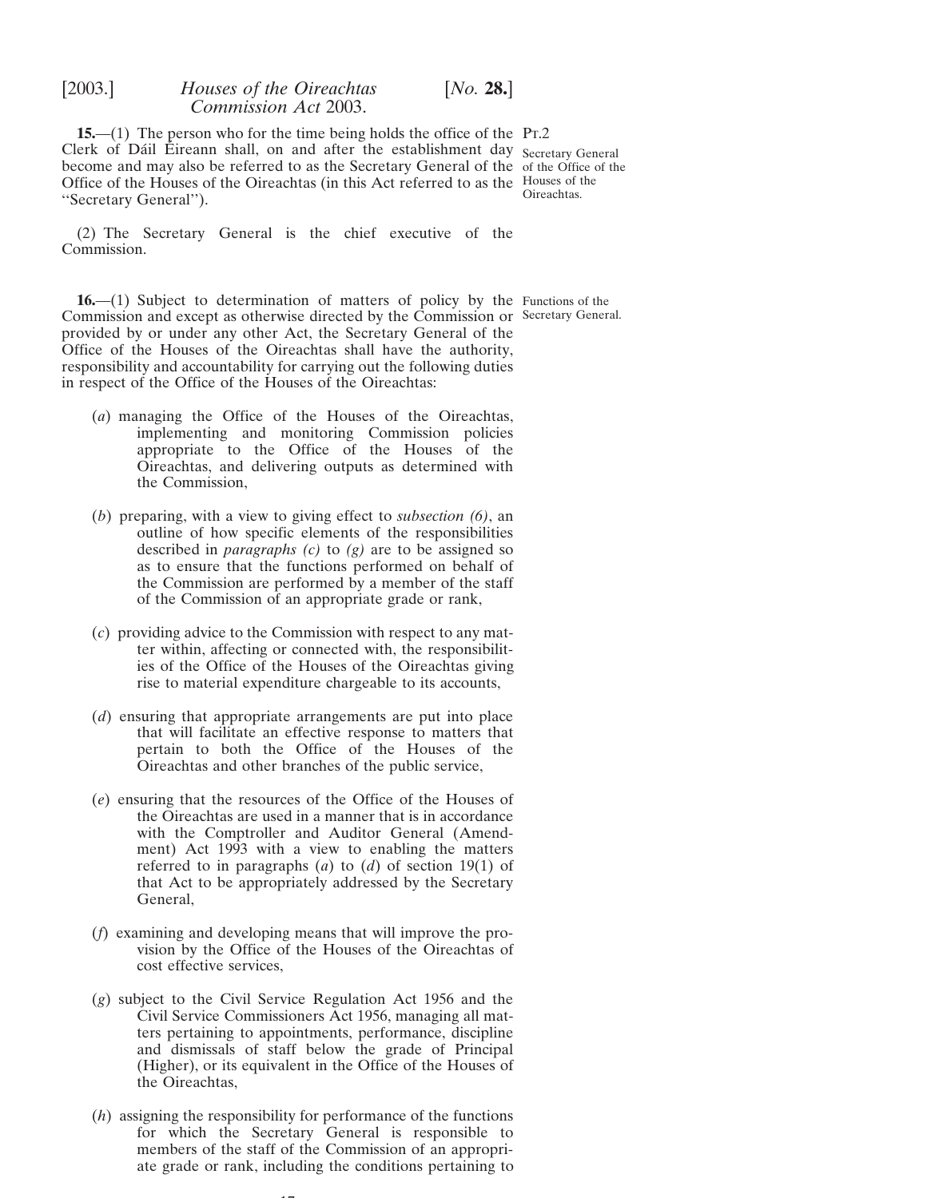**15.**—(1) The person who for the time being holds the office of the Clerk of Dáil Éireann shall, on and after the establishment day become and may also be referred to as the Secretary General of the Office of the Houses of the Oireachtas (in this Act referred to as the ''Secretary General'').

Pt.2

Secretary General of the Office of the Houses of the Oireachtas.

(2) The Secretary General is the chief executive of the Commission.

Functions of the Secretary General.

**16.**—(1) Subject to determination of matters of policy by the Commission and except as otherwise directed by the Commission or provided by or under any other Act, the Secretary General of the Office of the Houses of the Oireachtas shall have the authority, responsibility and accountability for carrying out the following duties in respect of the Office of the Houses of the Oireachtas:

(*a*) managing the Office of the Houses of the Oireachtas, implementing and monitoring Commission policies appropriate to the Office of the Houses of the Oireachtas, and delivering outputs as determined with the Commission,

(*b*) preparing, with a view to giving effect to *subsection (6)*, an outline of how specific elements of the responsibilities described in *paragraphs (c)* to *(g)* are to be assigned so as to ensure that the functions performed on behalf of the Commission are performed by a member of the staff of the Commission of an appropriate grade or rank,

(*c*) providing advice to the Commission with respect to any matter within, affecting or connected with, the responsibilities of the Office of the Houses of the Oireachtas giving rise to material expenditure chargeable to its accounts,

(*d*) ensuring that appropriate arrangements are put into place that will facilitate an effective response to matters that pertain to both the Office of the Houses of the Oireachtas and other branches of the public service,

(*e*) ensuring that the resources of the Office of the Houses of the Oireachtas are used in a manner that is in accordance with the Comptroller and Auditor General (Amendment) Act 1993 with a view to enabling the matters referred to in paragraphs (*a*) to (*d*) of section 19(1) of that Act to be appropriately addressed by the Secretary General,

(*f*) examining and developing means that will improve the provision by the Office of the Houses of the Oireachtas of cost effective services,

(*g*) subject to the Civil Service Regulation Act 1956 and the Civil Service Commissioners Act 1956, managing all matters pertaining to appointments, performance, discipline and dismissals of staff below the grade of Principal (Higher), or its equivalent in the Office of the Houses of the Oireachtas,

(*h*) assigning the responsibility for performance of the functions for which the Secretary General is responsible to members of the staff of the Commission of an appropriate grade or rank, including the conditions pertaining to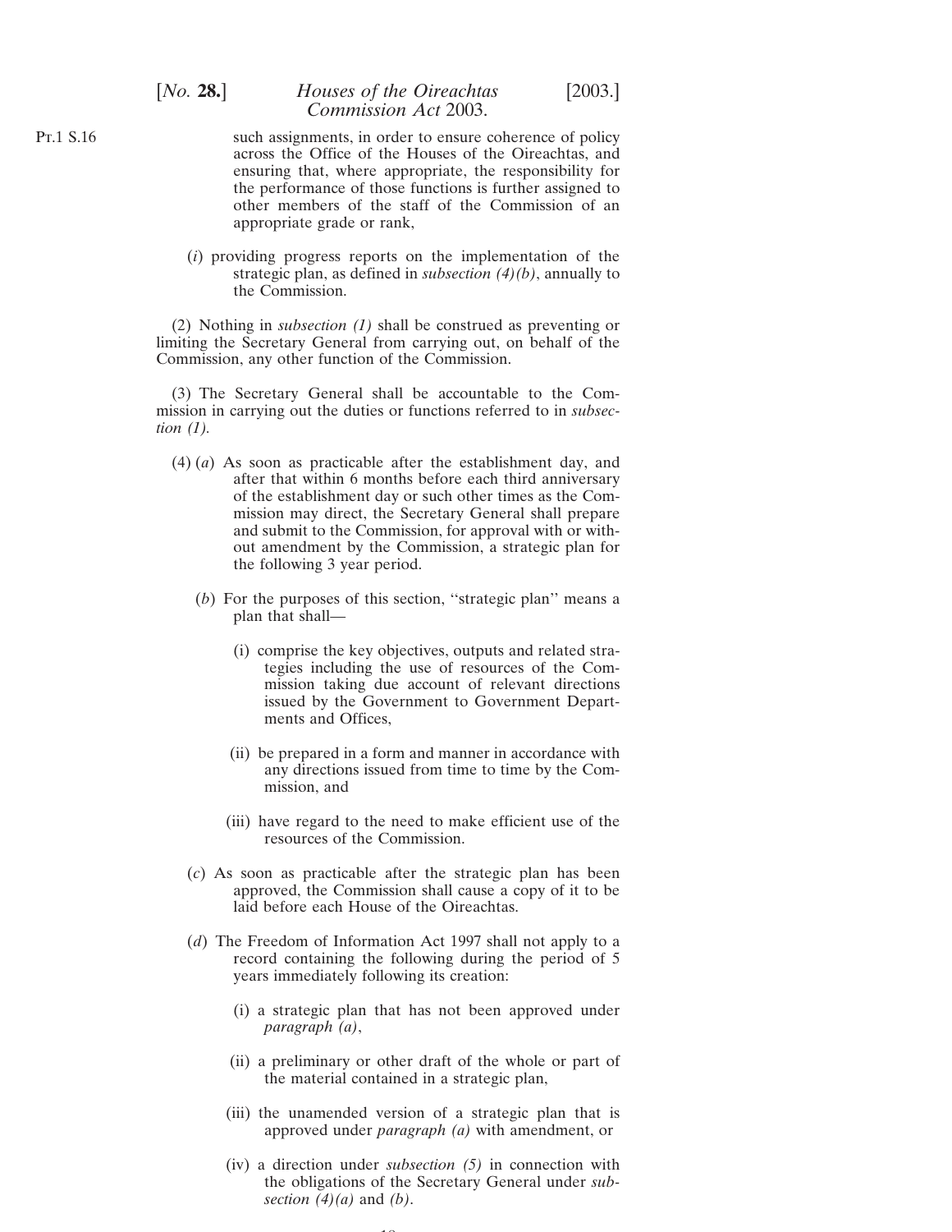such assignments, in order to ensure coherence of policy across the Office of the Houses of the Oireachtas, and ensuring that, where appropriate, the responsibility for the performance of those functions is further assigned to other members of the staff of the Commission of an appropriate grade or rank,

(*i*) providing progress reports on the implementation of the strategic plan, as defined in *subsection (4)(b)*, annually to the Commission.

(2) Nothing in *subsection (1)* shall be construed as preventing or limiting the Secretary General from carrying out, on behalf of the Commission, any other function of the Commission.

(3) The Secretary General shall be accountable to the Commission in carrying out the duties or functions referred to in *subsection (1)*.

(4) (*a*) As soon as practicable after the establishment day, and after that within 6 months before each third anniversary of the establishment day or such other times as the Commission may direct, the Secretary General shall prepare and submit to the Commission, for approval with or without amendment by the Commission, a strategic plan for the following 3 year period.

(*b*) For the purposes of this section, ''strategic plan'' means a plan that shall—

(i) comprise the key objectives, outputs and related strategies including the use of resources of the Commission taking due account of relevant directions issued by the Government to Government Departments and Offices,

(ii) be prepared in a form and manner in accordance with any directions issued from time to time by the Commission, and

(iii) have regard to the need to make efficient use of the resources of the Commission.

(*c*) As soon as practicable after the strategic plan has been approved, the Commission shall cause a copy of it to be laid before each House of the Oireachtas.

(*d*) The Freedom of Information Act 1997 shall not apply to a record containing the following during the period of 5 years immediately following its creation:

(i) a strategic plan that has not been approved under *paragraph (a)*,

(ii) a preliminary or other draft of the whole or part of the material contained in a strategic plan,

(iii) the unamended version of a strategic plan that is approved under *paragraph (a)* with amendment, or

(iv) a direction under *subsection (5)* in connection with the obligations of the Secretary General under *subsection (4)(a)* and *(b)*.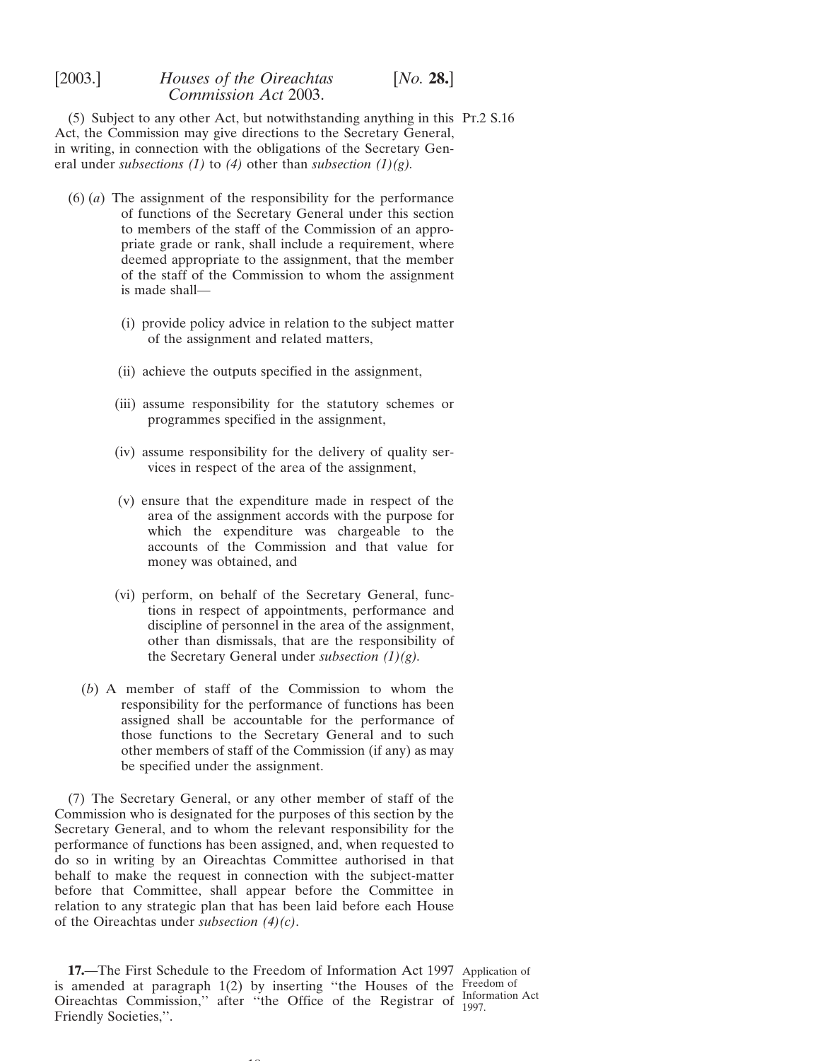(5) Subject to any other Act, but notwithstanding anything in this Act, the Commission may give directions to the Secretary General, in writing, in connection with the obligations of the Secretary General under *subsections (1)* to *(4)* other than *subsection (1)(g)*.

(6) (*a*) The assignment of the responsibility for the performance of functions of the Secretary General under this section to members of the staff of the Commission of an appropriate grade or rank, shall include a requirement, where deemed appropriate to the assignment, that the member of the staff of the Commission to whom the assignment is made shall—

(i) provide policy advice in relation to the subject matter of the assignment and related matters,

(ii) achieve the outputs specified in the assignment,

(iii) assume responsibility for the statutory schemes or programmes specified in the assignment,

(iv) assume responsibility for the delivery of quality services in respect of the area of the assignment,

(v) ensure that the expenditure made in respect of the area of the assignment accords with the purpose for which the expenditure was chargeable to the accounts of the Commission and that value for money was obtained, and

(vi) perform, on behalf of the Secretary General, functions in respect of appointments, performance and discipline of personnel in the area of the assignment, other than dismissals, that are the responsibility of the Secretary General under *subsection (1)(g)*.

(*b*) A member of staff of the Commission to whom the responsibility for the performance of functions has been assigned shall be accountable for the performance of those functions to the Secretary General and to such other members of staff of the Commission (if any) as may be specified under the assignment.

(7) The Secretary General, or any other member of staff of the Commission who is designated for the purposes of this section by the Secretary General, and to whom the relevant responsibility for the performance of functions has been assigned, and, when requested to do so in writing by an Oireachtas Committee authorised in that behalf to make the request in connection with the subject-matter before that Committee, shall appear before the Committee in relation to any strategic plan that has been laid before each House of the Oireachtas under *subsection (4)(c)*.

Application of Freedom of Information Act 1997.

**17.**—The First Schedule to the Freedom of Information Act 1997 is amended at paragraph 1(2) by inserting ''the Houses of the Oireachtas Commission,'' after ''the Office of the Registrar of Friendly Societies,''.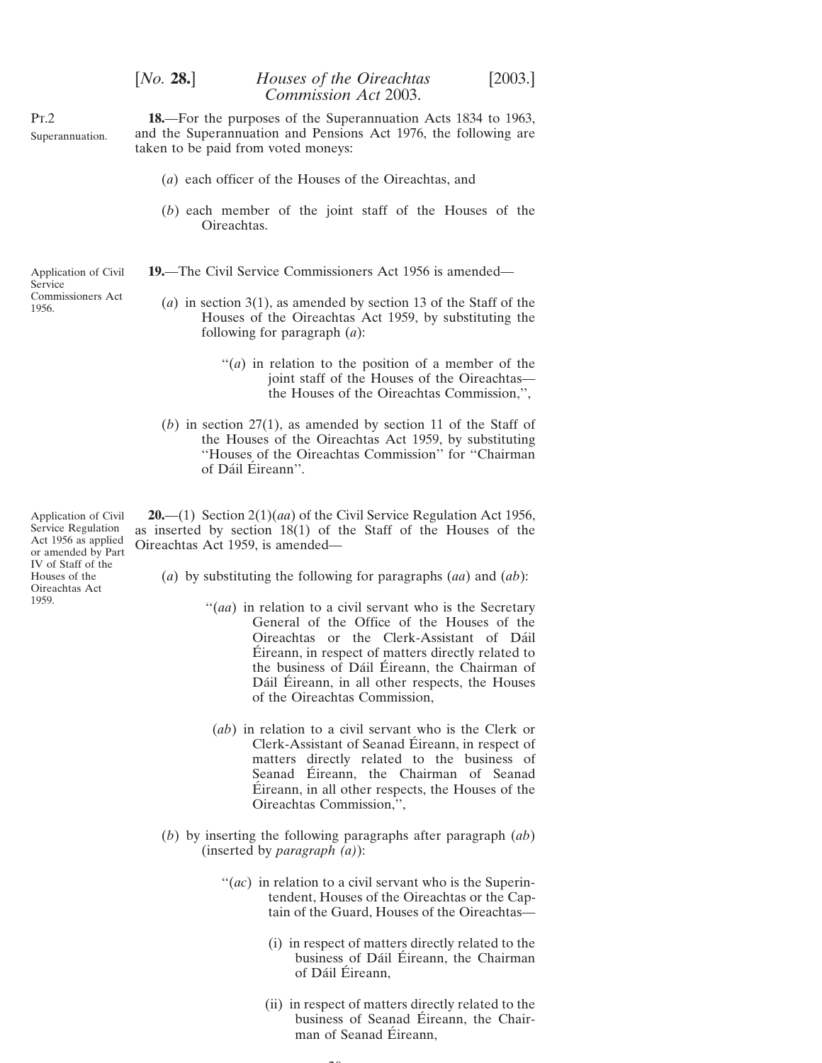Pt.2

Superannuation.

**18.**—For the purposes of the Superannuation Acts 1834 to 1963, and the Superannuation and Pensions Act 1976, the following are taken to be paid from voted moneys:

(*a*) each officer of the Houses of the Oireachtas, and

(*b*) each member of the joint staff of the Houses of the Oireachtas.

Application of Civil Service Commissioners Act 1956.

**19.**—The Civil Service Commissioners Act 1956 is amended—

(*a*) in section 3(1), as amended by section 13 of the Staff of the Houses of the Oireachtas Act 1959, by substituting the following for paragraph (*a*):

> ''(*a*) in relation to the position of a member of the joint staff of the Houses of the Oireachtas—the Houses of the Oireachtas Commission,'',

(*b*) in section 27(1), as amended by section 11 of the Staff of the Houses of the Oireachtas Act 1959, by substituting ''Houses of the Oireachtas Commission'' for ''Chairman of Dáil Éireann''.

Application of Civil Service Regulation Act 1956 as applied or amended by Part IV of Staff of the Houses of the Oireachtas Act 1959.

**20.**—(1) Section 2(1)(*aa*) of the Civil Service Regulation Act 1956, as inserted by section 18(1) of the Staff of the Houses of the Oireachtas Act 1959, is amended—

(*a*) by substituting the following for paragraphs (*aa*) and (*ab*):

> ''(*aa*) in relation to a civil servant who is the Secretary General of the Office of the Houses of the Oireachtas or the Clerk-Assistant of Dáil Éireann, in respect of matters directly related to the business of Dáil Éireann, the Chairman of Dáil Éireann, in all other respects, the Houses of the Oireachtas Commission,
>
> (*ab*) in relation to a civil servant who is the Clerk or Clerk-Assistant of Seanad Éireann, in respect of matters directly related to the business of Seanad Éireann, the Chairman of Seanad Éireann, in all other respects, the Houses of the Oireachtas Commission,'',

(*b*) by inserting the following paragraphs after paragraph (*ab*) (inserted by *paragraph (a)*):

> ''(*ac*) in relation to a civil servant who is the Superintendent, Houses of the Oireachtas or the Captain of the Guard, Houses of the Oireachtas—
>
> (i) in respect of matters directly related to the business of Dáil Éireann, the Chairman of Dáil Éireann,
>
> (ii) in respect of matters directly related to the business of Seanad Éireann, the Chairman of Seanad Éireann,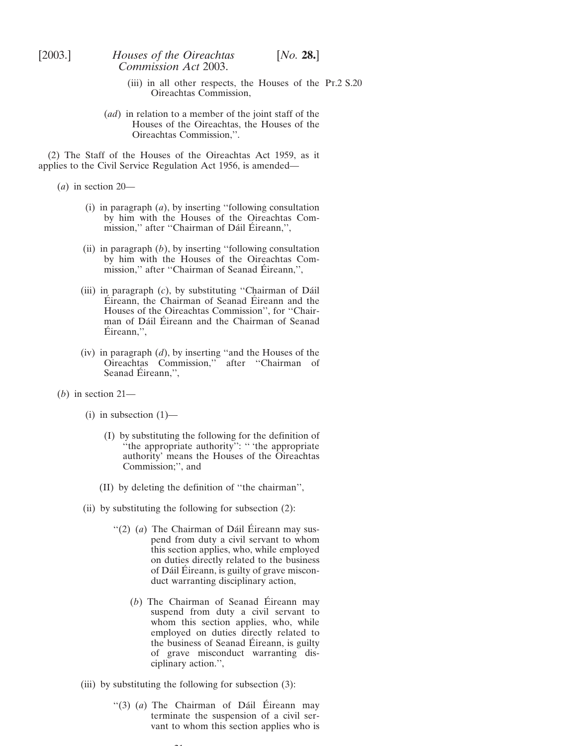(iii) in all other respects, the Houses of the Oireachtas Commission,

(*ad*) in relation to a member of the joint staff of the Houses of the Oireachtas, the Houses of the Oireachtas Commission,''.

(2) The Staff of the Houses of the Oireachtas Act 1959, as it applies to the Civil Service Regulation Act 1956, is amended—

(*a*) in section 20—

(i) in paragraph (*a*), by inserting ''following consultation by him with the Houses of the Oireachtas Commission,'' after ''Chairman of Dáil Éireann,'',

(ii) in paragraph (*b*), by inserting ''following consultation by him with the Houses of the Oireachtas Commission,'' after ''Chairman of Seanad Éireann,'',

(iii) in paragraph (*c*), by substituting ''Chairman of Dáil Éireann, the Chairman of Seanad Éireann and the Houses of the Oireachtas Commission'', for ''Chairman of Dáil Éireann and the Chairman of Seanad Éireann,'',

(iv) in paragraph (*d*), by inserting ''and the Houses of the Oireachtas Commission,'' after ''Chairman of Seanad Éireann,'',

(*b*) in section 21—

(i) in subsection (1)—

(I) by substituting the following for the definition of ''the appropriate authority'': '' 'the appropriate authority' means the Houses of the Oireachtas Commission;'', and

(II) by deleting the definition of ''the chairman'',

(ii) by substituting the following for subsection (2):

''(2) (*a*) The Chairman of Dáil Éireann may suspend from duty a civil servant to whom this section applies, who, while employed on duties directly related to the business of Dáil Éireann, is guilty of grave misconduct warranting disciplinary action,

(*b*) The Chairman of Seanad Éireann may suspend from duty a civil servant to whom this section applies, who, while employed on duties directly related to the business of Seanad Éireann, is guilty of grave misconduct warranting disciplinary action.'',

(iii) by substituting the following for subsection (3):

''(3) (*a*) The Chairman of Dáil Éireann may terminate the suspension of a civil servant to whom this section applies who is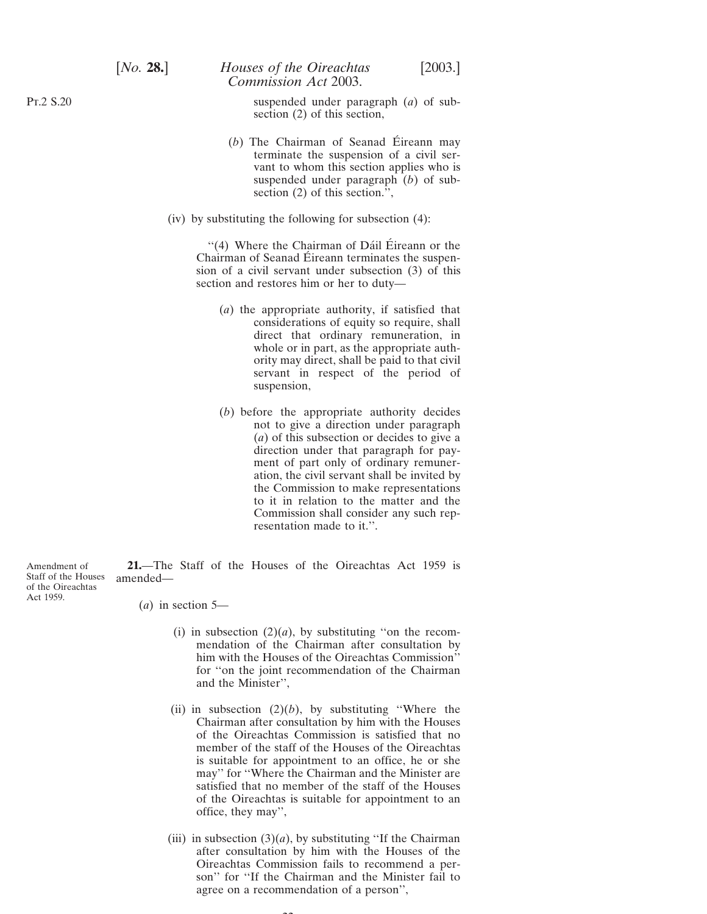suspended under paragraph (*a*) of subsection (2) of this section,

(*b*) The Chairman of Seanad Éireann may terminate the suspension of a civil servant to whom this section applies who is suspended under paragraph (*b*) of subsection (2) of this section.'',

(iv) by substituting the following for subsection (4):

''(4) Where the Chairman of Dáil Éireann or the Chairman of Seanad Éireann terminates the suspension of a civil servant under subsection (3) of this section and restores him or her to duty—

(*a*) the appropriate authority, if satisfied that considerations of equity so require, shall direct that ordinary remuneration, in whole or in part, as the appropriate authority may direct, shall be paid to that civil servant in respect of the period of suspension,

(*b*) before the appropriate authority decides not to give a direction under paragraph (*a*) of this subsection or decides to give a direction under that paragraph for payment of part only of ordinary remuneration, the civil servant shall be invited by the Commission to make representations to it in relation to the matter and the Commission shall consider any such representation made to it.''.

Amendment of Staff of the Houses of the Oireachtas Act 1959.

**21.**—The Staff of the Houses of the Oireachtas Act 1959 is amended—

(*a*) in section 5—

(i) in subsection (2)(*a*), by substituting ''on the recommendation of the Chairman after consultation by him with the Houses of the Oireachtas Commission'' for ''on the joint recommendation of the Chairman and the Minister'',

(ii) in subsection (2)(*b*), by substituting ''Where the Chairman after consultation by him with the Houses of the Oireachtas Commission is satisfied that no member of the staff of the Houses of the Oireachtas is suitable for appointment to an office, he or she may'' for ''Where the Chairman and the Minister are satisfied that no member of the staff of the Houses of the Oireachtas is suitable for appointment to an office, they may'',

(iii) in subsection (3)(*a*), by substituting ''If the Chairman after consultation by him with the Houses of the Oireachtas Commission fails to recommend a person'' for ''If the Chairman and the Minister fail to agree on a recommendation of a person'',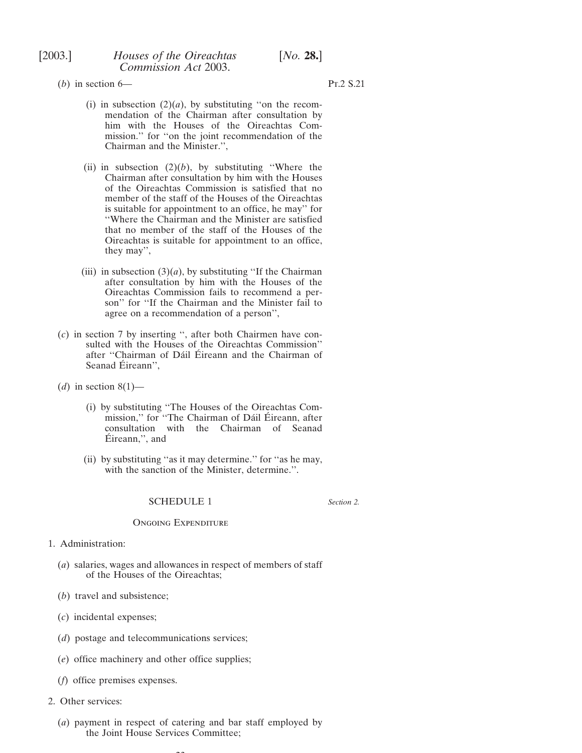(*b*) in section 6—

(i) in subsection (2)(*a*), by substituting ''on the recommendation of the Chairman after consultation by him with the Houses of the Oireachtas Commission.'' for ''on the joint recommendation of the Chairman and the Minister.'',

(ii) in subsection (2)(*b*), by substituting ''Where the Chairman after consultation by him with the Houses of the Oireachtas Commission is satisfied that no member of the staff of the Houses of the Oireachtas is suitable for appointment to an office, he may'' for ''Where the Chairman and the Minister are satisfied that no member of the staff of the Houses of the Oireachtas is suitable for appointment to an office, they may'',

(iii) in subsection (3)(*a*), by substituting ''If the Chairman after consultation by him with the Houses of the Oireachtas Commission fails to recommend a person'' for ''If the Chairman and the Minister fail to agree on a recommendation of a person'',

(*c*) in section 7 by inserting '', after both Chairmen have consulted with the Houses of the Oireachtas Commission'' after ''Chairman of Dáil Éireann and the Chairman of Seanad Éireann'',

(*d*) in section 8(1)—

(i) by substituting ''The Houses of the Oireachtas Commission,'' for ''The Chairman of Dáil Éireann, after consultation with the Chairman of Seanad Éireann,'', and

(ii) by substituting ''as it may determine.'' for ''as he may, with the sanction of the Minister, determine.''.

## SCHEDULE 1

*Section 2.*

### Ongoing Expenditure

1. Administration:

(*a*) salaries, wages and allowances in respect of members of staff of the Houses of the Oireachtas;

(*b*) travel and subsistence;

(*c*) incidental expenses;

(*d*) postage and telecommunications services;

(*e*) office machinery and other office supplies;

(*f*) office premises expenses.

2. Other services:

(*a*) payment in respect of catering and bar staff employed by the Joint House Services Committee;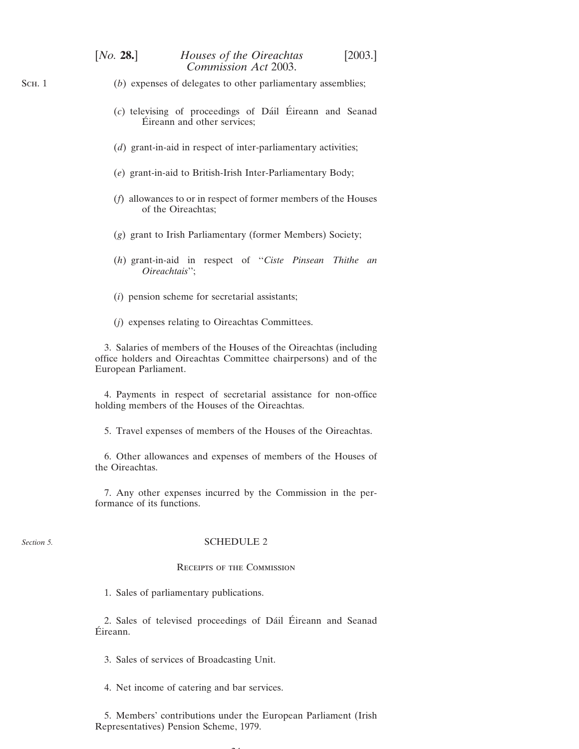(*b*) expenses of delegates to other parliamentary assemblies;

(*c*) televising of proceedings of Dáil Éireann and Seanad Éireann and other services;

(*d*) grant-in-aid in respect of inter-parliamentary activities;

(*e*) grant-in-aid to British-Irish Inter-Parliamentary Body;

(*f*) allowances to or in respect of former members of the Houses of the Oireachtas;

(*g*) grant to Irish Parliamentary (former Members) Society;

(*h*) grant-in-aid in respect of "*Ciste Pinsean Thithe an Oireachtais*";

(*i*) pension scheme for secretarial assistants;

(*j*) expenses relating to Oireachtas Committees.

3. Salaries of members of the Houses of the Oireachtas (including office holders and Oireachtas Committee chairpersons) and of the European Parliament.

4. Payments in respect of secretarial assistance for non-office holding members of the Houses of the Oireachtas.

5. Travel expenses of members of the Houses of the Oireachtas.

6. Other allowances and expenses of members of the Houses of the Oireachtas.

7. Any other expenses incurred by the Commission in the performance of its functions.

*Section 5.*

## SCHEDULE 2

### Receipts of the Commission

1. Sales of parliamentary publications.

2. Sales of televised proceedings of Dáil Éireann and Seanad Éireann.

3. Sales of services of Broadcasting Unit.

4. Net income of catering and bar services.

5. Members' contributions under the European Parliament (Irish Representatives) Pension Scheme, 1979.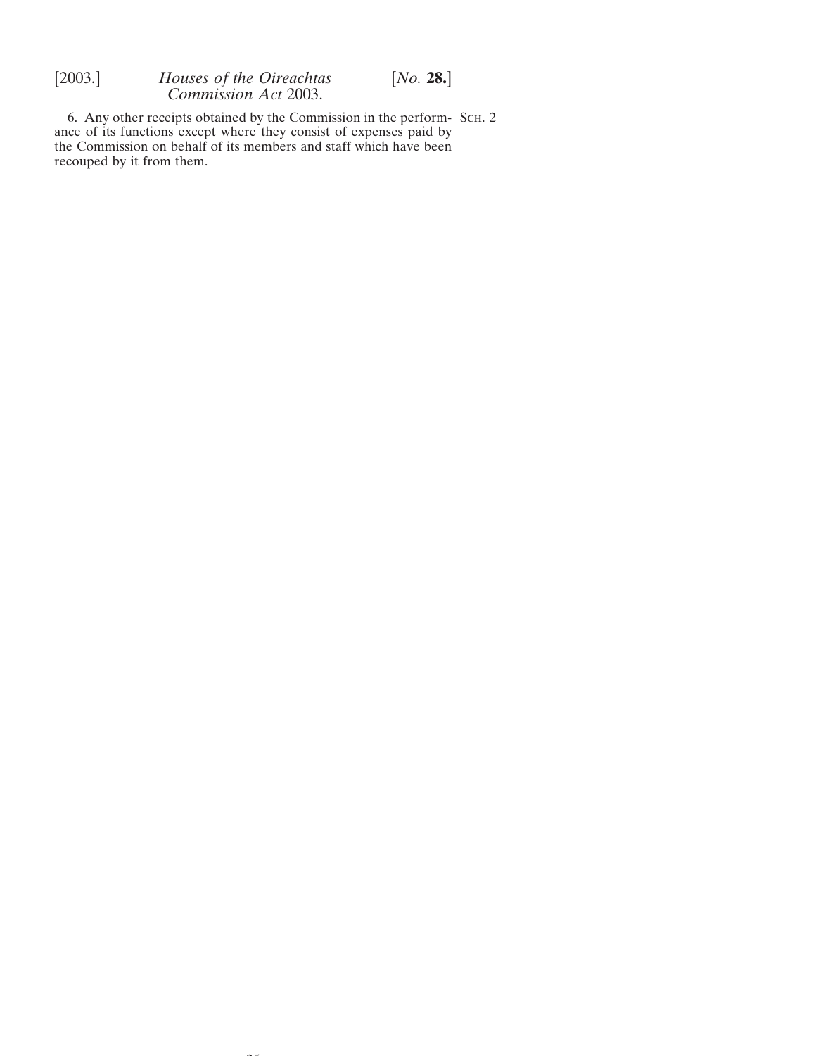6. Any other receipts obtained by the Commission in the performance of its functions except where they consist of expenses paid by the Commission on behalf of its members and staff which have been recouped by it from them.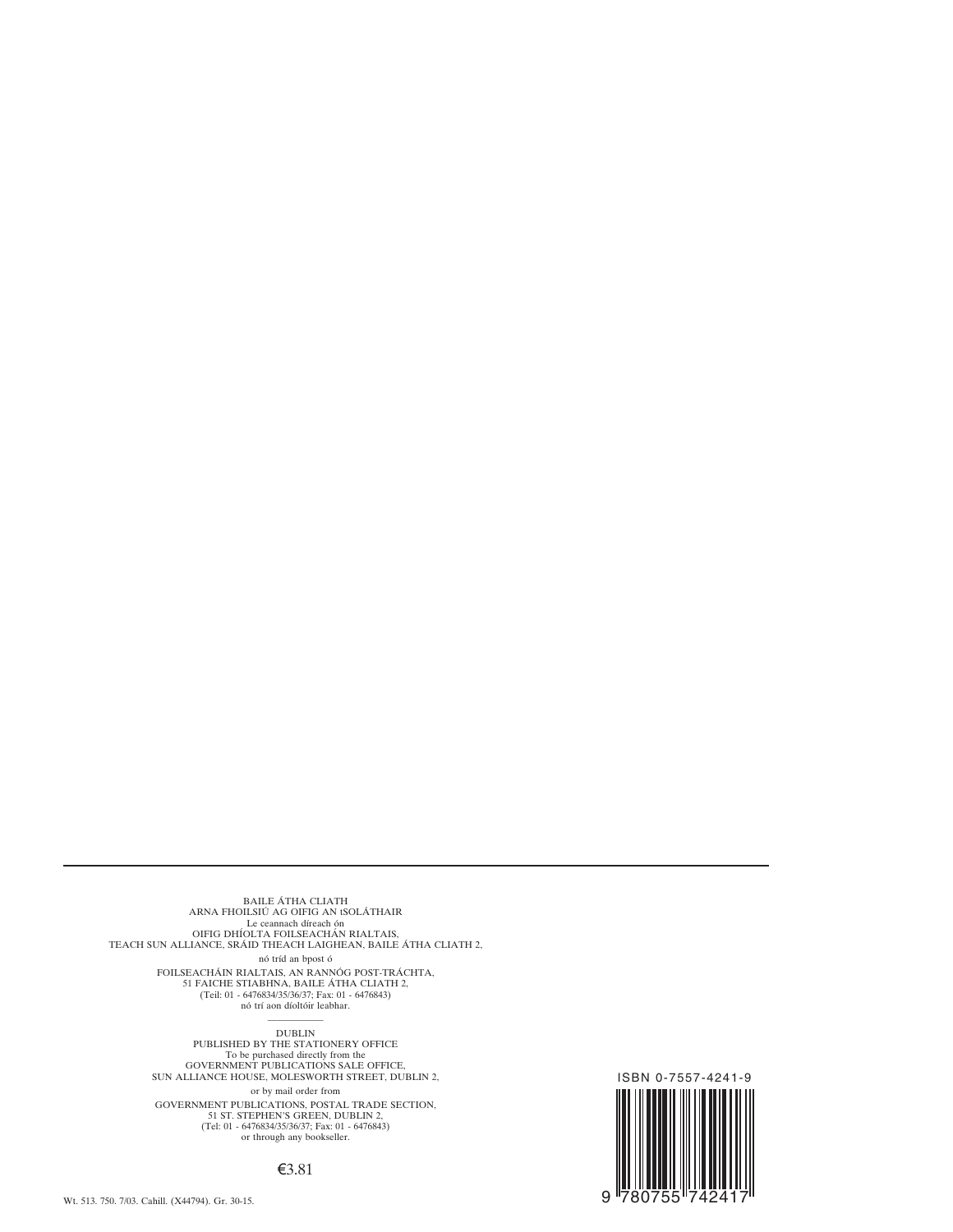BAILE ÁTHA CLIATH
ARNA FHOILSIÚ AG OIFIG AN tSOLÁTHAIR
Le ceannach díreach ón
OIFIG DHÍOLTA FOILSEACHÁN RIALTAIS,
TEACH SUN ALLIANCE, SRÁID THEACH LAIGHEAN, BAILE ÁTHA CLIATH 2,

nó tríd an bpost ó

FOILSEACHÁIN RIALTAIS, AN RANNÓG POST-TRÁCHTA,
51 FAICHE STIABHNA, BAILE ÁTHA CLIATH 2,
(Teil: 01 - 6476834/35/36/37; Fax: 01 - 6476843)
nó trí aon díoltóir leabhar.

---

DUBLIN
PUBLISHED BY THE STATIONERY OFFICE
To be purchased directly from the
GOVERNMENT PUBLICATIONS SALE OFFICE,
SUN ALLIANCE HOUSE, MOLESWORTH STREET, DUBLIN 2,

or by mail order from

GOVERNMENT PUBLICATIONS, POSTAL TRADE SECTION,
51 ST. STEPHEN'S GREEN, DUBLIN 2,
(Tel: 01 - 6476834/35/36/37; Fax: 01 - 6476843)
or through any bookseller.

€3.81

ISBN 0-7557-4241-9

9 780755 742417

Wt. 513. 750. 7/03. Cahill. (X44794). Gr. 30-15.